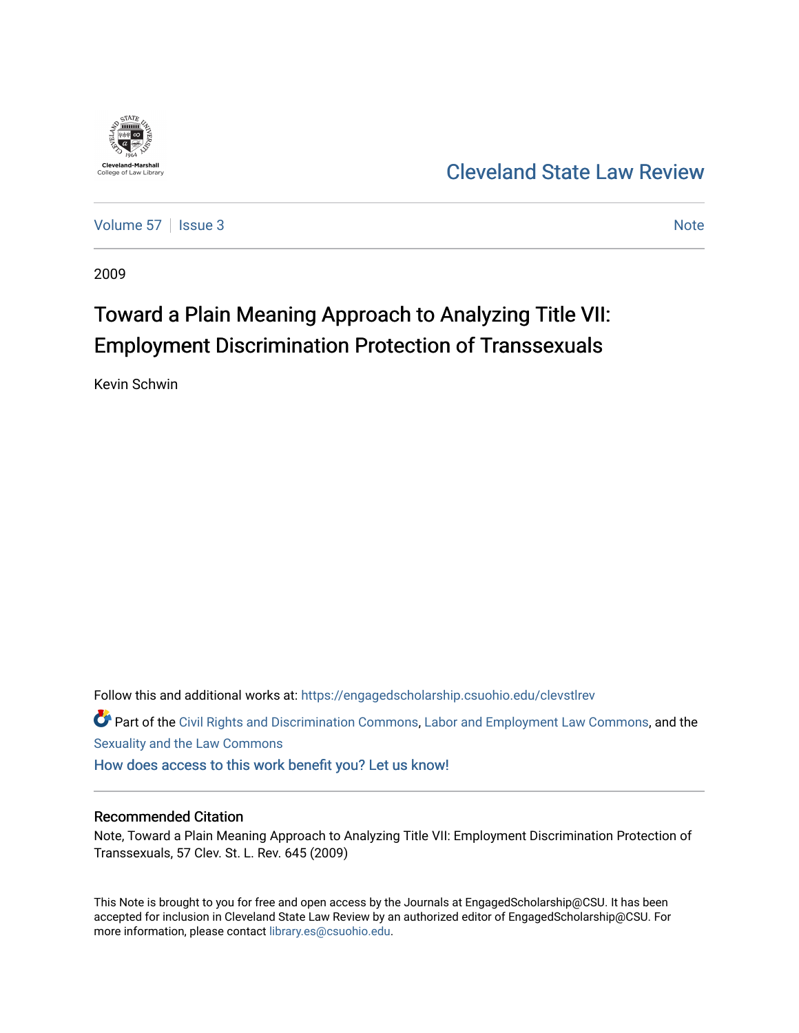Cleveland-Marshall College of Law Library

# Cleveland State Law Review

Volume 57 | Issue 3 — Note

2009

# Toward a Plain Meaning Approach to Analyzing Title VII: Employment Discrimination Protection of Transsexuals

Kevin Schwin

Follow this and additional works at: https://engagedscholarship.csuohio.edu/clevstlrev

Part of the Civil Rights and Discrimination Commons, Labor and Employment Law Commons, and the Sexuality and the Law Commons

How does access to this work benefit you? Let us know!

## Recommended Citation

Note, Toward a Plain Meaning Approach to Analyzing Title VII: Employment Discrimination Protection of Transsexuals, 57 Clev. St. L. Rev. 645 (2009)

This Note is brought to you for free and open access by the Journals at EngagedScholarship@CSU. It has been accepted for inclusion in Cleveland State Law Review by an authorized editor of EngagedScholarship@CSU. For more information, please contact library.es@csuohio.edu.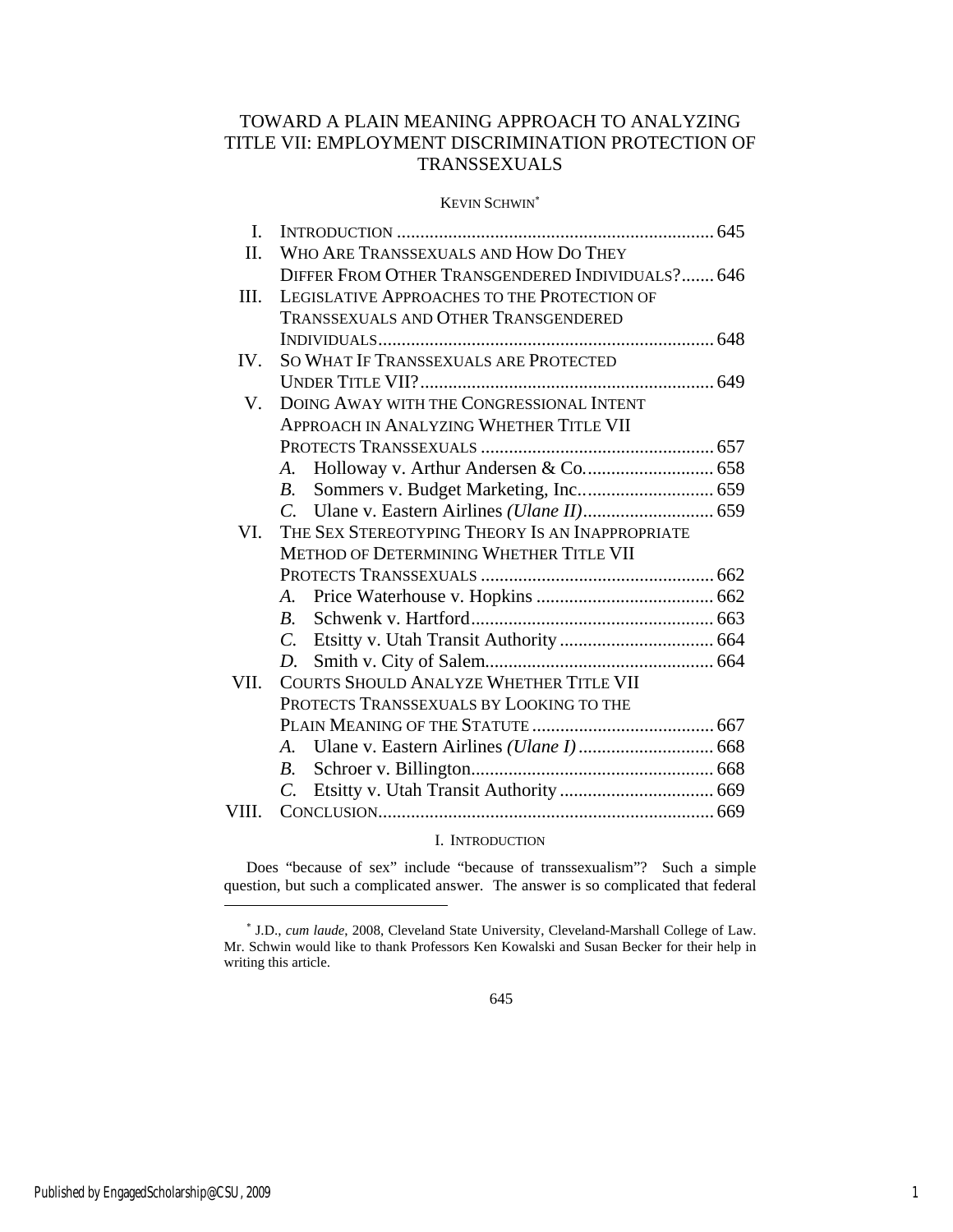# TOWARD A PLAIN MEANING APPROACH TO ANALYZING TITLE VII: EMPLOYMENT DISCRIMINATION PROTECTION OF TRANSSEXUALS

KEVIN SCHWIN*

| | | |
|---|---|---|
| I. | INTRODUCTION | 645 |
| II. | WHO ARE TRANSSEXUALS AND HOW DO THEY DIFFER FROM OTHER TRANSGENDERED INDIVIDUALS? | 646 |
| III. | LEGISLATIVE APPROACHES TO THE PROTECTION OF TRANSSEXUALS AND OTHER TRANSGENDERED INDIVIDUALS | 648 |
| IV. | SO WHAT IF TRANSSEXUALS ARE PROTECTED UNDER TITLE VII? | 649 |
| V. | DOING AWAY WITH THE CONGRESSIONAL INTENT APPROACH IN ANALYZING WHETHER TITLE VII PROTECTS TRANSSEXUALS | 657 |
| | *A.* Holloway v. Arthur Andersen & Co. | 658 |
| | *B.* Sommers v. Budget Marketing, Inc. | 659 |
| | *C.* Ulane v. Eastern Airlines *(Ulane II)* | 659 |
| VI. | THE SEX STEREOTYPING THEORY IS AN INAPPROPRIATE METHOD OF DETERMINING WHETHER TITLE VII PROTECTS TRANSSEXUALS | 662 |
| | *A.* Price Waterhouse v. Hopkins | 662 |
| | *B.* Schwenk v. Hartford | 663 |
| | *C.* Etsitty v. Utah Transit Authority | 664 |
| | *D.* Smith v. City of Salem | 664 |
| VII. | COURTS SHOULD ANALYZE WHETHER TITLE VII PROTECTS TRANSSEXUALS BY LOOKING TO THE PLAIN MEANING OF THE STATUTE | 667 |
| | *A.* Ulane v. Eastern Airlines *(Ulane I)* | 668 |
| | *B.* Schroer v. Billington | 668 |
| | *C.* Etsitty v. Utah Transit Authority | 669 |
| VIII. | CONCLUSION | 669 |

## I. INTRODUCTION

Does "because of sex" include "because of transsexualism"? Such a simple question, but such a complicated answer. The answer is so complicated that federal

---

* J.D., *cum laude*, 2008, Cleveland State University, Cleveland-Marshall College of Law. Mr. Schwin would like to thank Professors Ken Kowalski and Susan Becker for their help in writing this article.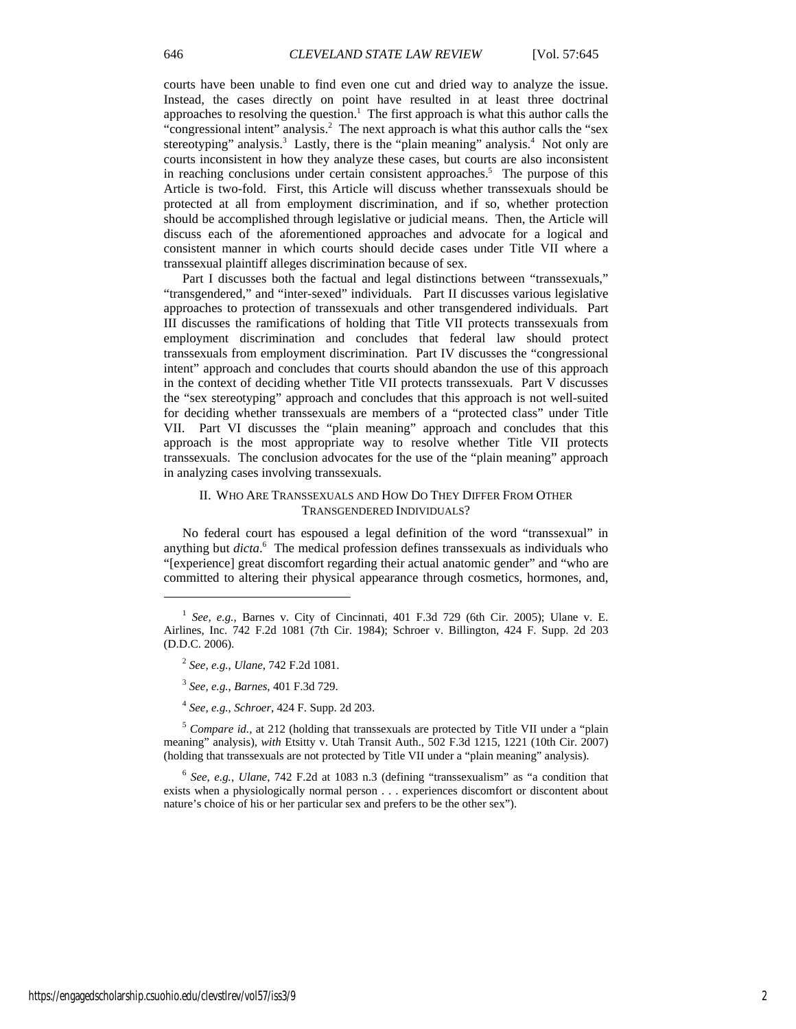courts have been unable to find even one cut and dried way to analyze the issue. Instead, the cases directly on point have resulted in at least three doctrinal approaches to resolving the question.[1] The first approach is what this author calls the "congressional intent" analysis.[2] The next approach is what this author calls the "sex stereotyping" analysis.[3] Lastly, there is the "plain meaning" analysis.[4] Not only are courts inconsistent in how they analyze these cases, but courts are also inconsistent in reaching conclusions under certain consistent approaches.[5] The purpose of this Article is two-fold. First, this Article will discuss whether transsexuals should be protected at all from employment discrimination, and if so, whether protection should be accomplished through legislative or judicial means. Then, the Article will discuss each of the aforementioned approaches and advocate for a logical and consistent manner in which courts should decide cases under Title VII where a transsexual plaintiff alleges discrimination because of sex.

Part I discusses both the factual and legal distinctions between "transsexuals," "transgendered," and "inter-sexed" individuals. Part II discusses various legislative approaches to protection of transsexuals and other transgendered individuals. Part III discusses the ramifications of holding that Title VII protects transsexuals from employment discrimination and concludes that federal law should protect transsexuals from employment discrimination. Part IV discusses the "congressional intent" approach and concludes that courts should abandon the use of this approach in the context of deciding whether Title VII protects transsexuals. Part V discusses the "sex stereotyping" approach and concludes that this approach is not well-suited for deciding whether transsexuals are members of a "protected class" under Title VII. Part VI discusses the "plain meaning" approach and concludes that this approach is the most appropriate way to resolve whether Title VII protects transsexuals. The conclusion advocates for the use of the "plain meaning" approach in analyzing cases involving transsexuals.

## II. Who Are Transsexuals and How Do They Differ From Other Transgendered Individuals?

No federal court has espoused a legal definition of the word "transsexual" in anything but *dicta*.[6] The medical profession defines transsexuals as individuals who "[experience] great discomfort regarding their actual anatomic gender" and "who are committed to altering their physical appearance through cosmetics, hormones, and,

---

[1] *See, e.g.*, Barnes v. City of Cincinnati, 401 F.3d 729 (6th Cir. 2005); Ulane v. E. Airlines, Inc. 742 F.2d 1081 (7th Cir. 1984); Schroer v. Billington, 424 F. Supp. 2d 203 (D.D.C. 2006).

[2] *See, e.g.*, *Ulane*, 742 F.2d 1081.

[3] *See, e.g.*, *Barnes*, 401 F.3d 729.

[4] *See, e.g.*, *Schroer*, 424 F. Supp. 2d 203.

[5] *Compare id.*, at 212 (holding that transsexuals are protected by Title VII under a "plain meaning" analysis), *with* Etsitty v. Utah Transit Auth., 502 F.3d 1215, 1221 (10th Cir. 2007) (holding that transsexuals are not protected by Title VII under a "plain meaning" analysis).

[6] *See, e.g.*, *Ulane*, 742 F.2d at 1083 n.3 (defining "transsexualism" as "a condition that exists when a physiologically normal person . . . experiences discomfort or discontent about nature's choice of his or her particular sex and prefers to be the other sex").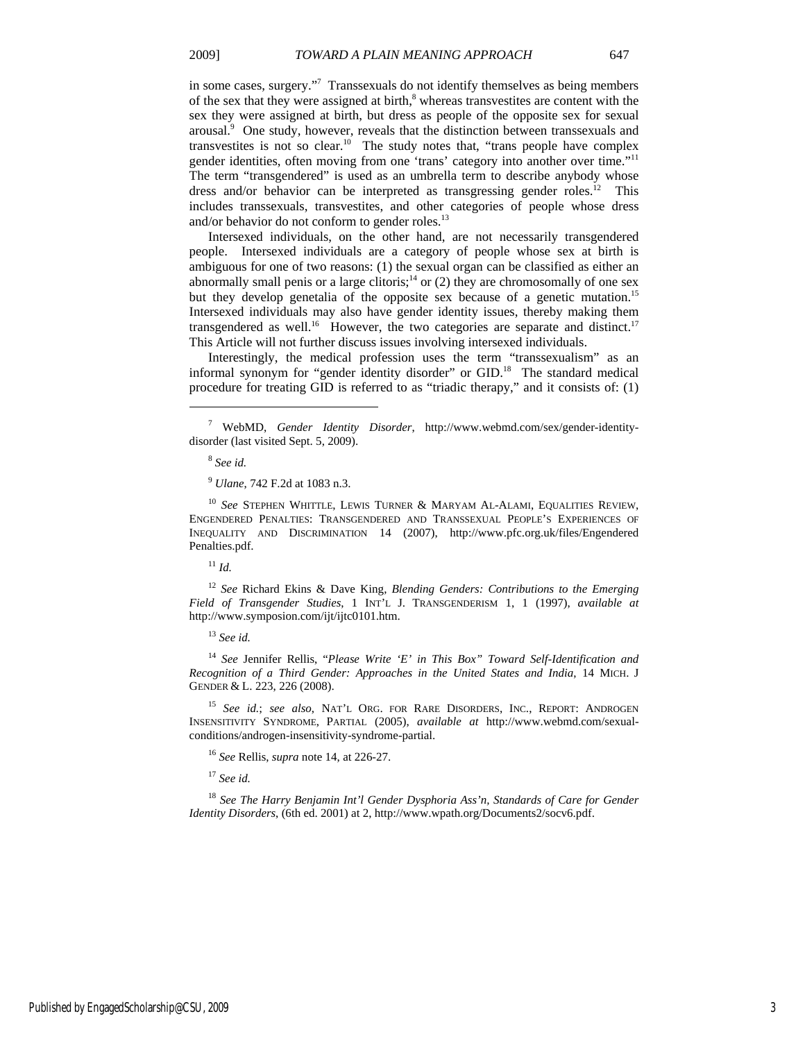in some cases, surgery."[7] Transsexuals do not identify themselves as being members of the sex that they were assigned at birth,[8] whereas transvestites are content with the sex they were assigned at birth, but dress as people of the opposite sex for sexual arousal.[9] One study, however, reveals that the distinction between transsexuals and transvestites is not so clear.[10] The study notes that, "trans people have complex gender identities, often moving from one 'trans' category into another over time."[11] The term "transgendered" is used as an umbrella term to describe anybody whose dress and/or behavior can be interpreted as transgressing gender roles.[12] This includes transsexuals, transvestites, and other categories of people whose dress and/or behavior do not conform to gender roles.[13]

Intersexed individuals, on the other hand, are not necessarily transgendered people. Intersexed individuals are a category of people whose sex at birth is ambiguous for one of two reasons: (1) the sexual organ can be classified as either an abnormally small penis or a large clitoris;[14] or (2) they are chromosomally of one sex but they develop genetalia of the opposite sex because of a genetic mutation.[15] Intersexed individuals may also have gender identity issues, thereby making them transgendered as well.[16] However, the two categories are separate and distinct.[17] This Article will not further discuss issues involving intersexed individuals.

Interestingly, the medical profession uses the term "transsexualism" as an informal synonym for "gender identity disorder" or GID.[18] The standard medical procedure for treating GID is referred to as "triadic therapy," and it consists of: (1)

---

[7] WebMD, *Gender Identity Disorder*, http://www.webmd.com/sex/gender-identity-disorder (last visited Sept. 5, 2009).

[8] *See id.*

[9] *Ulane*, 742 F.2d at 1083 n.3.

[10] *See* STEPHEN WHITTLE, LEWIS TURNER & MARYAM AL-ALAMI, EQUALITIES REVIEW, ENGENDERED PENALTIES: TRANSGENDERED AND TRANSSEXUAL PEOPLE'S EXPERIENCES OF INEQUALITY AND DISCRIMINATION 14 (2007), http://www.pfc.org.uk/files/Engendered Penalties.pdf.

[11] *Id.*

[12] *See* Richard Ekins & Dave King, *Blending Genders: Contributions to the Emerging Field of Transgender Studies*, 1 INT'L J. TRANSGENDERISM 1, 1 (1997), *available at* http://www.symposion.com/ijt/ijtc0101.htm.

[13] *See id.*

[14] *See* Jennifer Rellis, "*Please Write 'E' in This Box" Toward Self-Identification and Recognition of a Third Gender: Approaches in the United States and India*, 14 MICH. J GENDER & L. 223, 226 (2008).

[15] *See id.*; *see also*, NAT'L ORG. FOR RARE DISORDERS, INC., REPORT: ANDROGEN INSENSITIVITY SYNDROME, PARTIAL (2005), *available at* http://www.webmd.com/sexual-conditions/androgen-insensitivity-syndrome-partial.

[16] *See* Rellis, *supra* note 14, at 226-27.

[17] *See id.*

[18] *See The Harry Benjamin Int'l Gender Dysphoria Ass'n, Standards of Care for Gender Identity Disorders*, (6th ed. 2001) at 2, http://www.wpath.org/Documents2/socv6.pdf.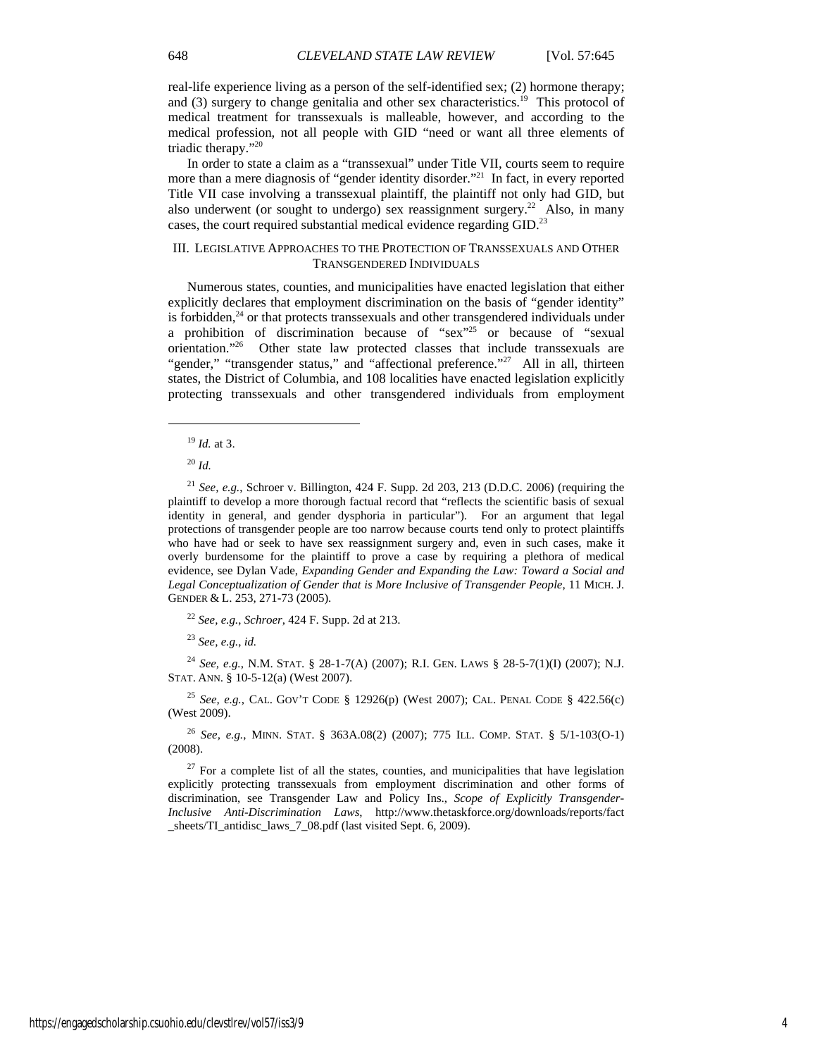real-life experience living as a person of the self-identified sex; (2) hormone therapy; and (3) surgery to change genitalia and other sex characteristics.[19] This protocol of medical treatment for transsexuals is malleable, however, and according to the medical profession, not all people with GID "need or want all three elements of triadic therapy."[20]

In order to state a claim as a "transsexual" under Title VII, courts seem to require more than a mere diagnosis of "gender identity disorder."[21] In fact, in every reported Title VII case involving a transsexual plaintiff, the plaintiff not only had GID, but also underwent (or sought to undergo) sex reassignment surgery.[22] Also, in many cases, the court required substantial medical evidence regarding GID.[23]

## III. Legislative Approaches to the Protection of Transsexuals and Other Transgendered Individuals

Numerous states, counties, and municipalities have enacted legislation that either explicitly declares that employment discrimination on the basis of "gender identity" is forbidden,[24] or that protects transsexuals and other transgendered individuals under a prohibition of discrimination because of "sex"[25] or because of "sexual orientation."[26] Other state law protected classes that include transsexuals are "gender," "transgender status," and "affectional preference."[27] All in all, thirteen states, the District of Columbia, and 108 localities have enacted legislation explicitly protecting transsexuals and other transgendered individuals from employment

---

[19] *Id.* at 3.

[20] *Id.*

[21] *See, e.g.*, Schroer v. Billington, 424 F. Supp. 2d 203, 213 (D.D.C. 2006) (requiring the plaintiff to develop a more thorough factual record that "reflects the scientific basis of sexual identity in general, and gender dysphoria in particular"). For an argument that legal protections of transgender people are too narrow because courts tend only to protect plaintiffs who have had or seek to have sex reassignment surgery and, even in such cases, make it overly burdensome for the plaintiff to prove a case by requiring a plethora of medical evidence, see Dylan Vade, *Expanding Gender and Expanding the Law: Toward a Social and Legal Conceptualization of Gender that is More Inclusive of Transgender People*, 11 MICH. J. GENDER & L. 253, 271-73 (2005).

[22] *See, e.g.*, *Schroer*, 424 F. Supp. 2d at 213.

[23] *See, e.g.*, *id.*

[24] *See, e.g.*, N.M. STAT. § 28-1-7(A) (2007); R.I. GEN. LAWS § 28-5-7(1)(I) (2007); N.J. STAT. ANN. § 10-5-12(a) (West 2007).

[25] *See, e.g.*, CAL. GOV'T CODE § 12926(p) (West 2007); CAL. PENAL CODE § 422.56(c) (West 2009).

[26] *See, e.g.*, MINN. STAT. § 363A.08(2) (2007); 775 ILL. COMP. STAT. § 5/1-103(O-1) (2008).

[27] For a complete list of all the states, counties, and municipalities that have legislation explicitly protecting transsexuals from employment discrimination and other forms of discrimination, see Transgender Law and Policy Ins., *Scope of Explicitly Transgender-Inclusive Anti-Discrimination Laws*, http://www.thetaskforce.org/downloads/reports/fact_sheets/TI_antidisc_laws_7_08.pdf (last visited Sept. 6, 2009).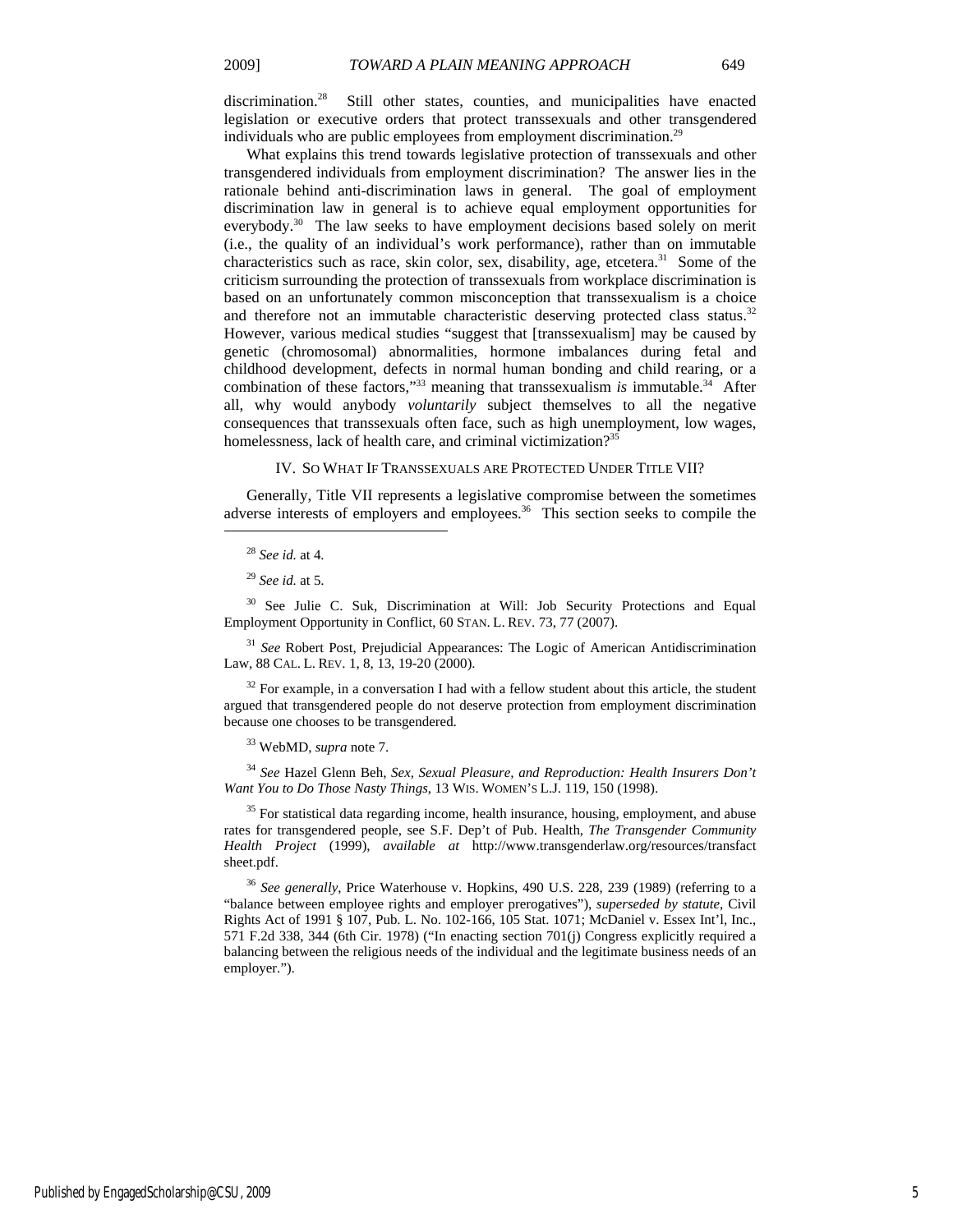discrimination.[28] Still other states, counties, and municipalities have enacted legislation or executive orders that protect transsexuals and other transgendered individuals who are public employees from employment discrimination.[29]

What explains this trend towards legislative protection of transsexuals and other transgendered individuals from employment discrimination? The answer lies in the rationale behind anti-discrimination laws in general. The goal of employment discrimination law in general is to achieve equal employment opportunities for everybody.[30] The law seeks to have employment decisions based solely on merit (i.e., the quality of an individual's work performance), rather than on immutable characteristics such as race, skin color, sex, disability, age, etcetera.[31] Some of the criticism surrounding the protection of transsexuals from workplace discrimination is based on an unfortunately common misconception that transsexualism is a choice and therefore not an immutable characteristic deserving protected class status.[32] However, various medical studies "suggest that [transsexualism] may be caused by genetic (chromosomal) abnormalities, hormone imbalances during fetal and childhood development, defects in normal human bonding and child rearing, or a combination of these factors,"[33] meaning that transsexualism *is* immutable.[34] After all, why would anybody *voluntarily* subject themselves to all the negative consequences that transsexuals often face, such as high unemployment, low wages, homelessness, lack of health care, and criminal victimization?[35]

## IV. SO WHAT IF TRANSSEXUALS ARE PROTECTED UNDER TITLE VII?

Generally, Title VII represents a legislative compromise between the sometimes adverse interests of employers and employees.[36] This section seeks to compile the

---

[28] *See id.* at 4.

[29] *See id.* at 5.

[30] See Julie C. Suk, Discrimination at Will: Job Security Protections and Equal Employment Opportunity in Conflict, 60 STAN. L. REV. 73, 77 (2007).

[31] *See* Robert Post, Prejudicial Appearances: The Logic of American Antidiscrimination Law, 88 CAL. L. REV. 1, 8, 13, 19-20 (2000).

[32] For example, in a conversation I had with a fellow student about this article, the student argued that transgendered people do not deserve protection from employment discrimination because one chooses to be transgendered.

[33] WebMD, *supra* note 7.

[34] *See* Hazel Glenn Beh, *Sex, Sexual Pleasure, and Reproduction: Health Insurers Don't Want You to Do Those Nasty Things*, 13 WIS. WOMEN'S L.J. 119, 150 (1998).

[35] For statistical data regarding income, health insurance, housing, employment, and abuse rates for transgendered people, see S.F. Dep't of Pub. Health, *The Transgender Community Health Project* (1999), *available at* http://www.transgenderlaw.org/resources/transfactsheet.pdf.

[36] *See generally*, Price Waterhouse v. Hopkins, 490 U.S. 228, 239 (1989) (referring to a "balance between employee rights and employer prerogatives"), *superseded by statute*, Civil Rights Act of 1991 § 107, Pub. L. No. 102-166, 105 Stat. 1071; McDaniel v. Essex Int'l, Inc., 571 F.2d 338, 344 (6th Cir. 1978) ("In enacting section 701(j) Congress explicitly required a balancing between the religious needs of the individual and the legitimate business needs of an employer.").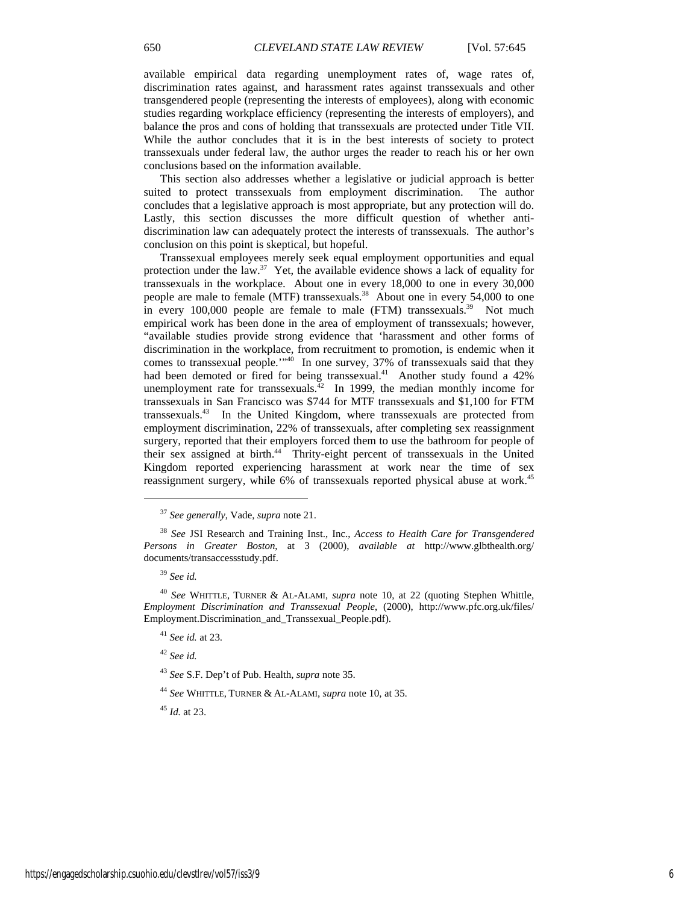available empirical data regarding unemployment rates of, wage rates of, discrimination rates against, and harassment rates against transsexuals and other transgendered people (representing the interests of employees), along with economic studies regarding workplace efficiency (representing the interests of employers), and balance the pros and cons of holding that transsexuals are protected under Title VII. While the author concludes that it is in the best interests of society to protect transsexuals under federal law, the author urges the reader to reach his or her own conclusions based on the information available.

This section also addresses whether a legislative or judicial approach is better suited to protect transsexuals from employment discrimination. The author concludes that a legislative approach is most appropriate, but any protection will do. Lastly, this section discusses the more difficult question of whether anti-discrimination law can adequately protect the interests of transsexuals. The author's conclusion on this point is skeptical, but hopeful.

Transsexual employees merely seek equal employment opportunities and equal protection under the law.[37] Yet, the available evidence shows a lack of equality for transsexuals in the workplace. About one in every 18,000 to one in every 30,000 people are male to female (MTF) transsexuals.[38] About one in every 54,000 to one in every 100,000 people are female to male (FTM) transsexuals.[39] Not much empirical work has been done in the area of employment of transsexuals; however, "available studies provide strong evidence that 'harassment and other forms of discrimination in the workplace, from recruitment to promotion, is endemic when it comes to transsexual people.'"[40] In one survey, 37% of transsexuals said that they had been demoted or fired for being transsexual.[41] Another study found a 42% unemployment rate for transsexuals.[42] In 1999, the median monthly income for transsexuals in San Francisco was $744 for MTF transsexuals and $1,100 for FTM transsexuals.[43] In the United Kingdom, where transsexuals are protected from employment discrimination, 22% of transsexuals, after completing sex reassignment surgery, reported that their employers forced them to use the bathroom for people of their sex assigned at birth.[44] Thirty-eight percent of transsexuals in the United Kingdom reported experiencing harassment at work near the time of sex reassignment surgery, while 6% of transsexuals reported physical abuse at work.[45]

---

[37] *See generally*, Vade, *supra* note 21.

[38] *See* JSI Research and Training Inst., Inc., *Access to Health Care for Transgendered Persons in Greater Boston*, at 3 (2000), *available at* http://www.glbthealth.org/documents/transaccessstudy.pdf.

[39] *See id.*

[40] *See* WHITTLE, TURNER & AL-ALAMI, *supra* note 10, at 22 (quoting Stephen Whittle, *Employment Discrimination and Transsexual People*, (2000), http://www.pfc.org.uk/files/Employment.Discrimination_and_Transsexual_People.pdf).

[41] *See id.* at 23.

[42] *See id.*

[43] *See* S.F. Dep't of Pub. Health, *supra* note 35.

[44] *See* WHITTLE, TURNER & AL-ALAMI, *supra* note 10, at 35.

[45] *Id.* at 23.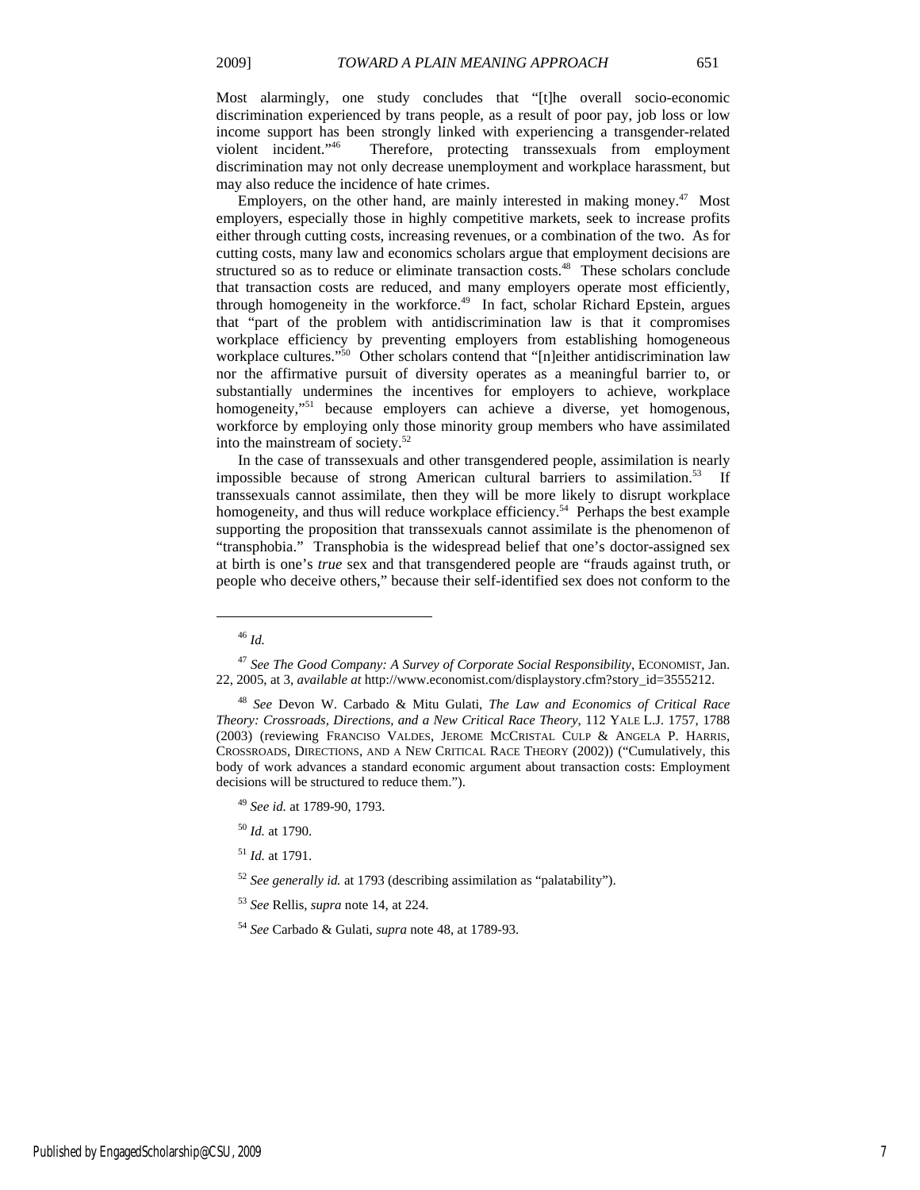Most alarmingly, one study concludes that "[t]he overall socio-economic discrimination experienced by trans people, as a result of poor pay, job loss or low income support has been strongly linked with experiencing a transgender-related violent incident."[46] Therefore, protecting transsexuals from employment discrimination may not only decrease unemployment and workplace harassment, but may also reduce the incidence of hate crimes.

Employers, on the other hand, are mainly interested in making money.[47] Most employers, especially those in highly competitive markets, seek to increase profits either through cutting costs, increasing revenues, or a combination of the two. As for cutting costs, many law and economics scholars argue that employment decisions are structured so as to reduce or eliminate transaction costs.[48] These scholars conclude that transaction costs are reduced, and many employers operate most efficiently, through homogeneity in the workforce.[49] In fact, scholar Richard Epstein, argues that "part of the problem with antidiscrimination law is that it compromises workplace efficiency by preventing employers from establishing homogeneous workplace cultures."[50] Other scholars contend that "[n]either antidiscrimination law nor the affirmative pursuit of diversity operates as a meaningful barrier to, or substantially undermines the incentives for employers to achieve, workplace homogeneity,"[51] because employers can achieve a diverse, yet homogenous, workforce by employing only those minority group members who have assimilated into the mainstream of society.[52]

In the case of transsexuals and other transgendered people, assimilation is nearly impossible because of strong American cultural barriers to assimilation.[53] If transsexuals cannot assimilate, then they will be more likely to disrupt workplace homogeneity, and thus will reduce workplace efficiency.[54] Perhaps the best example supporting the proposition that transsexuals cannot assimilate is the phenomenon of "transphobia." Transphobia is the widespread belief that one's doctor-assigned sex at birth is one's *true* sex and that transgendered people are "frauds against truth, or people who deceive others," because their self-identified sex does not conform to the

---

[46] *Id.*

[47] *See The Good Company: A Survey of Corporate Social Responsibility*, ECONOMIST, Jan. 22, 2005, at 3, *available at* http://www.economist.com/displaystory.cfm?story_id=3555212.

[48] *See* Devon W. Carbado & Mitu Gulati, *The Law and Economics of Critical Race Theory: Crossroads, Directions, and a New Critical Race Theory*, 112 YALE L.J. 1757, 1788 (2003) (reviewing FRANCISO VALDES, JEROME MCCRISTAL CULP & ANGELA P. HARRIS, CROSSROADS, DIRECTIONS, AND A NEW CRITICAL RACE THEORY (2002)) ("Cumulatively, this body of work advances a standard economic argument about transaction costs: Employment decisions will be structured to reduce them.").

[49] *See id.* at 1789-90, 1793.

[50] *Id.* at 1790.

[51] *Id.* at 1791.

[52] *See generally id.* at 1793 (describing assimilation as "palatability").

[53] *See* Rellis, *supra* note 14, at 224.

[54] *See* Carbado & Gulati, *supra* note 48, at 1789-93.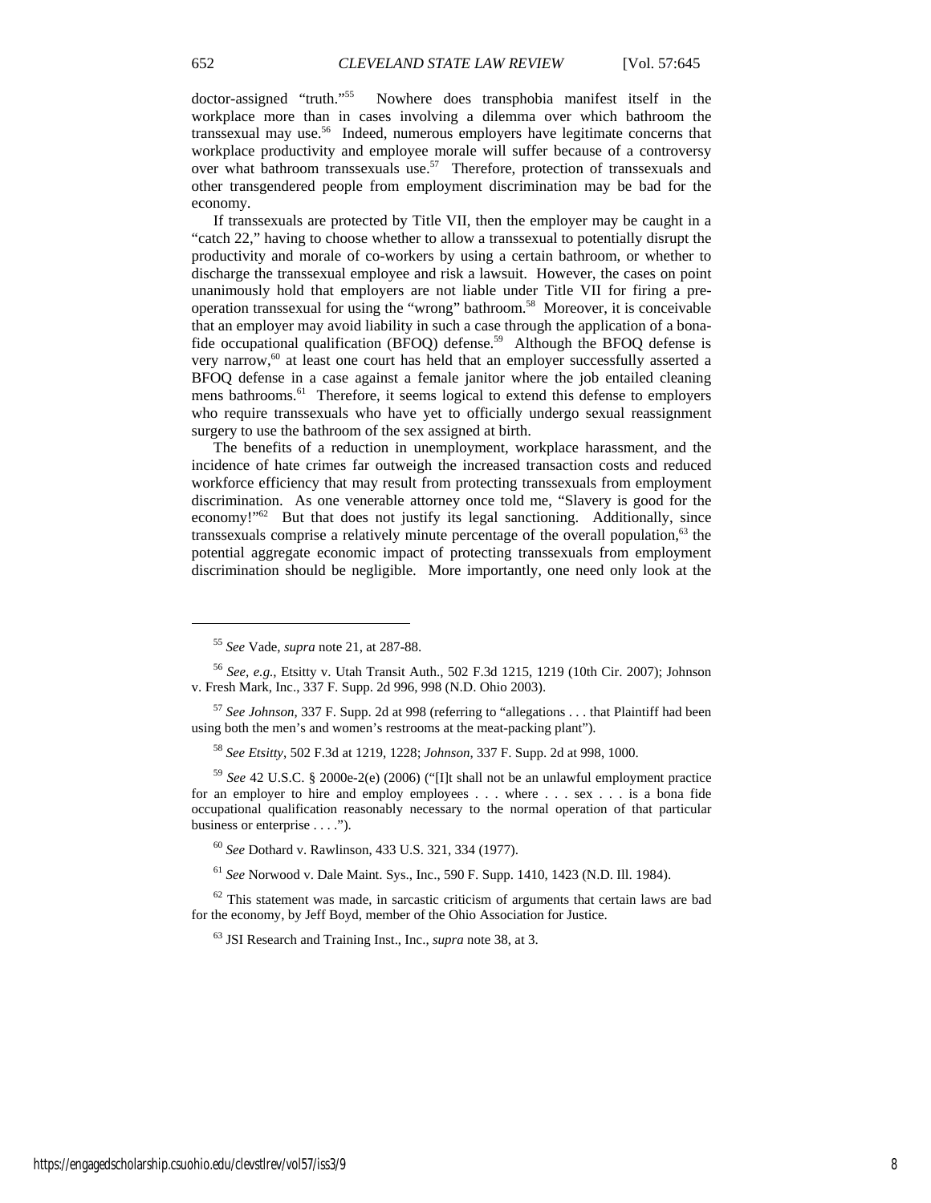doctor-assigned "truth."[55] Nowhere does transphobia manifest itself in the workplace more than in cases involving a dilemma over which bathroom the transsexual may use.[56] Indeed, numerous employers have legitimate concerns that workplace productivity and employee morale will suffer because of a controversy over what bathroom transsexuals use.[57] Therefore, protection of transsexuals and other transgendered people from employment discrimination may be bad for the economy.

If transsexuals are protected by Title VII, then the employer may be caught in a "catch 22," having to choose whether to allow a transsexual to potentially disrupt the productivity and morale of co-workers by using a certain bathroom, or whether to discharge the transsexual employee and risk a lawsuit. However, the cases on point unanimously hold that employers are not liable under Title VII for firing a pre-operation transsexual for using the "wrong" bathroom.[58] Moreover, it is conceivable that an employer may avoid liability in such a case through the application of a bona-fide occupational qualification (BFOQ) defense.[59] Although the BFOQ defense is very narrow,[60] at least one court has held that an employer successfully asserted a BFOQ defense in a case against a female janitor where the job entailed cleaning mens bathrooms.[61] Therefore, it seems logical to extend this defense to employers who require transsexuals who have yet to officially undergo sexual reassignment surgery to use the bathroom of the sex assigned at birth.

The benefits of a reduction in unemployment, workplace harassment, and the incidence of hate crimes far outweigh the increased transaction costs and reduced workforce efficiency that may result from protecting transsexuals from employment discrimination. As one venerable attorney once told me, "Slavery is good for the economy!"[62] But that does not justify its legal sanctioning. Additionally, since transsexuals comprise a relatively minute percentage of the overall population,[63] the potential aggregate economic impact of protecting transsexuals from employment discrimination should be negligible. More importantly, one need only look at the

---

[55] *See* Vade, *supra* note 21, at 287-88.

[56] *See, e.g.*, Etsitty v. Utah Transit Auth., 502 F.3d 1215, 1219 (10th Cir. 2007); Johnson v. Fresh Mark, Inc., 337 F. Supp. 2d 996, 998 (N.D. Ohio 2003).

[57] *See Johnson*, 337 F. Supp. 2d at 998 (referring to "allegations . . . that Plaintiff had been using both the men's and women's restrooms at the meat-packing plant").

[58] *See Etsitty*, 502 F.3d at 1219, 1228; *Johnson*, 337 F. Supp. 2d at 998, 1000.

[59] *See* 42 U.S.C. § 2000e-2(e) (2006) ("[I]t shall not be an unlawful employment practice for an employer to hire and employ employees . . . where . . . sex . . . is a bona fide occupational qualification reasonably necessary to the normal operation of that particular business or enterprise . . . .").

[60] *See* Dothard v. Rawlinson, 433 U.S. 321, 334 (1977).

[61] *See* Norwood v. Dale Maint. Sys., Inc., 590 F. Supp. 1410, 1423 (N.D. Ill. 1984).

[62] This statement was made, in sarcastic criticism of arguments that certain laws are bad for the economy, by Jeff Boyd, member of the Ohio Association for Justice.

[63] JSI Research and Training Inst., Inc., *supra* note 38, at 3.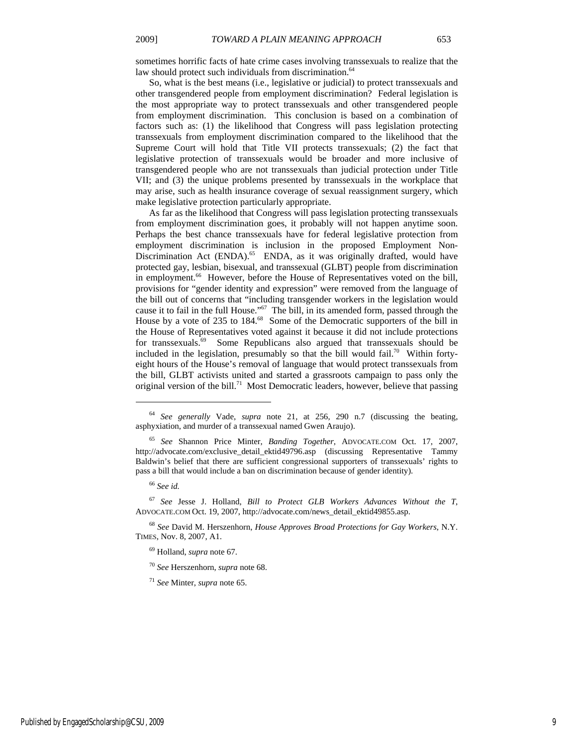sometimes horrific facts of hate crime cases involving transsexuals to realize that the law should protect such individuals from discrimination.[64]

So, what is the best means (i.e., legislative or judicial) to protect transsexuals and other transgendered people from employment discrimination? Federal legislation is the most appropriate way to protect transsexuals and other transgendered people from employment discrimination. This conclusion is based on a combination of factors such as: (1) the likelihood that Congress will pass legislation protecting transsexuals from employment discrimination compared to the likelihood that the Supreme Court will hold that Title VII protects transsexuals; (2) the fact that legislative protection of transsexuals would be broader and more inclusive of transgendered people who are not transsexuals than judicial protection under Title VII; and (3) the unique problems presented by transsexuals in the workplace that may arise, such as health insurance coverage of sexual reassignment surgery, which make legislative protection particularly appropriate.

As far as the likelihood that Congress will pass legislation protecting transsexuals from employment discrimination goes, it probably will not happen anytime soon. Perhaps the best chance transsexuals have for federal legislative protection from employment discrimination is inclusion in the proposed Employment Non-Discrimination Act (ENDA).[65] ENDA, as it was originally drafted, would have protected gay, lesbian, bisexual, and transsexual (GLBT) people from discrimination in employment.[66] However, before the House of Representatives voted on the bill, provisions for "gender identity and expression" were removed from the language of the bill out of concerns that "including transgender workers in the legislation would cause it to fail in the full House."[67] The bill, in its amended form, passed through the House by a vote of 235 to 184.[68] Some of the Democratic supporters of the bill in the House of Representatives voted against it because it did not include protections for transsexuals.[69] Some Republicans also argued that transsexuals should be included in the legislation, presumably so that the bill would fail.[70] Within forty-eight hours of the House's removal of language that would protect transsexuals from the bill, GLBT activists united and started a grassroots campaign to pass only the original version of the bill.[71] Most Democratic leaders, however, believe that passing

---

[64] *See generally* Vade, *supra* note 21, at 256, 290 n.7 (discussing the beating, asphyxiation, and murder of a transsexual named Gwen Araujo).

[65] *See* Shannon Price Minter, *Banding Together*, ADVOCATE.COM Oct. 17, 2007, http://advocate.com/exclusive_detail_ektid49796.asp (discussing Representative Tammy Baldwin's belief that there are sufficient congressional supporters of transsexuals' rights to pass a bill that would include a ban on discrimination because of gender identity).

[66] *See id.*

[67] *See* Jesse J. Holland, *Bill to Protect GLB Workers Advances Without the T*, ADVOCATE.COM Oct. 19, 2007, http://advocate.com/news_detail_ektid49855.asp.

[68] *See* David M. Herszenhorn, *House Approves Broad Protections for Gay Workers*, N.Y. TIMES, Nov. 8, 2007, A1.

[69] Holland, *supra* note 67.

[70] *See* Herszenhorn, *supra* note 68.

[71] *See* Minter, *supra* note 65.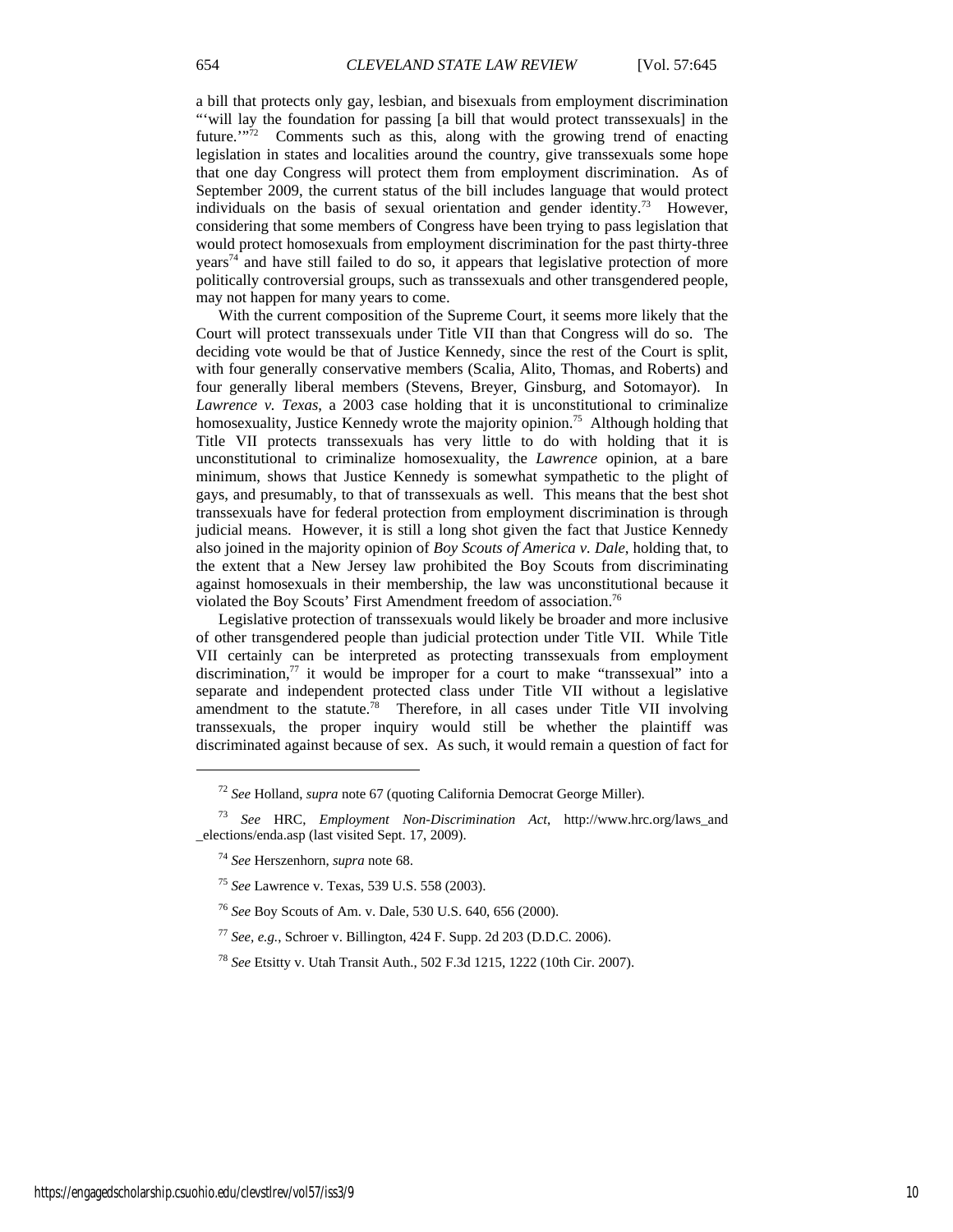a bill that protects only gay, lesbian, and bisexuals from employment discrimination "'will lay the foundation for passing [a bill that would protect transsexuals] in the future.'"[72] Comments such as this, along with the growing trend of enacting legislation in states and localities around the country, give transsexuals some hope that one day Congress will protect them from employment discrimination. As of September 2009, the current status of the bill includes language that would protect individuals on the basis of sexual orientation and gender identity.[73] However, considering that some members of Congress have been trying to pass legislation that would protect homosexuals from employment discrimination for the past thirty-three years[74] and have still failed to do so, it appears that legislative protection of more politically controversial groups, such as transsexuals and other transgendered people, may not happen for many years to come.

With the current composition of the Supreme Court, it seems more likely that the Court will protect transsexuals under Title VII than that Congress will do so. The deciding vote would be that of Justice Kennedy, since the rest of the Court is split, with four generally conservative members (Scalia, Alito, Thomas, and Roberts) and four generally liberal members (Stevens, Breyer, Ginsburg, and Sotomayor). In *Lawrence v. Texas*, a 2003 case holding that it is unconstitutional to criminalize homosexuality, Justice Kennedy wrote the majority opinion.[75] Although holding that Title VII protects transsexuals has very little to do with holding that it is unconstitutional to criminalize homosexuality, the *Lawrence* opinion, at a bare minimum, shows that Justice Kennedy is somewhat sympathetic to the plight of gays, and presumably, to that of transsexuals as well. This means that the best shot transsexuals have for federal protection from employment discrimination is through judicial means. However, it is still a long shot given the fact that Justice Kennedy also joined in the majority opinion of *Boy Scouts of America v. Dale*, holding that, to the extent that a New Jersey law prohibited the Boy Scouts from discriminating against homosexuals in their membership, the law was unconstitutional because it violated the Boy Scouts' First Amendment freedom of association.[76]

Legislative protection of transsexuals would likely be broader and more inclusive of other transgendered people than judicial protection under Title VII. While Title VII certainly can be interpreted as protecting transsexuals from employment discrimination,[77] it would be improper for a court to make "transsexual" into a separate and independent protected class under Title VII without a legislative amendment to the statute.[78] Therefore, in all cases under Title VII involving transsexuals, the proper inquiry would still be whether the plaintiff was discriminated against because of sex. As such, it would remain a question of fact for

---

[72] *See* Holland, *supra* note 67 (quoting California Democrat George Miller).

[73] *See* HRC, *Employment Non-Discrimination Act*, http://www.hrc.org/laws_and_elections/enda.asp (last visited Sept. 17, 2009).

[74] *See* Herszenhorn, *supra* note 68.

[75] *See* Lawrence v. Texas, 539 U.S. 558 (2003).

[76] *See* Boy Scouts of Am. v. Dale, 530 U.S. 640, 656 (2000).

[77] *See, e.g.*, Schroer v. Billington, 424 F. Supp. 2d 203 (D.D.C. 2006).

[78] *See* Etsitty v. Utah Transit Auth., 502 F.3d 1215, 1222 (10th Cir. 2007).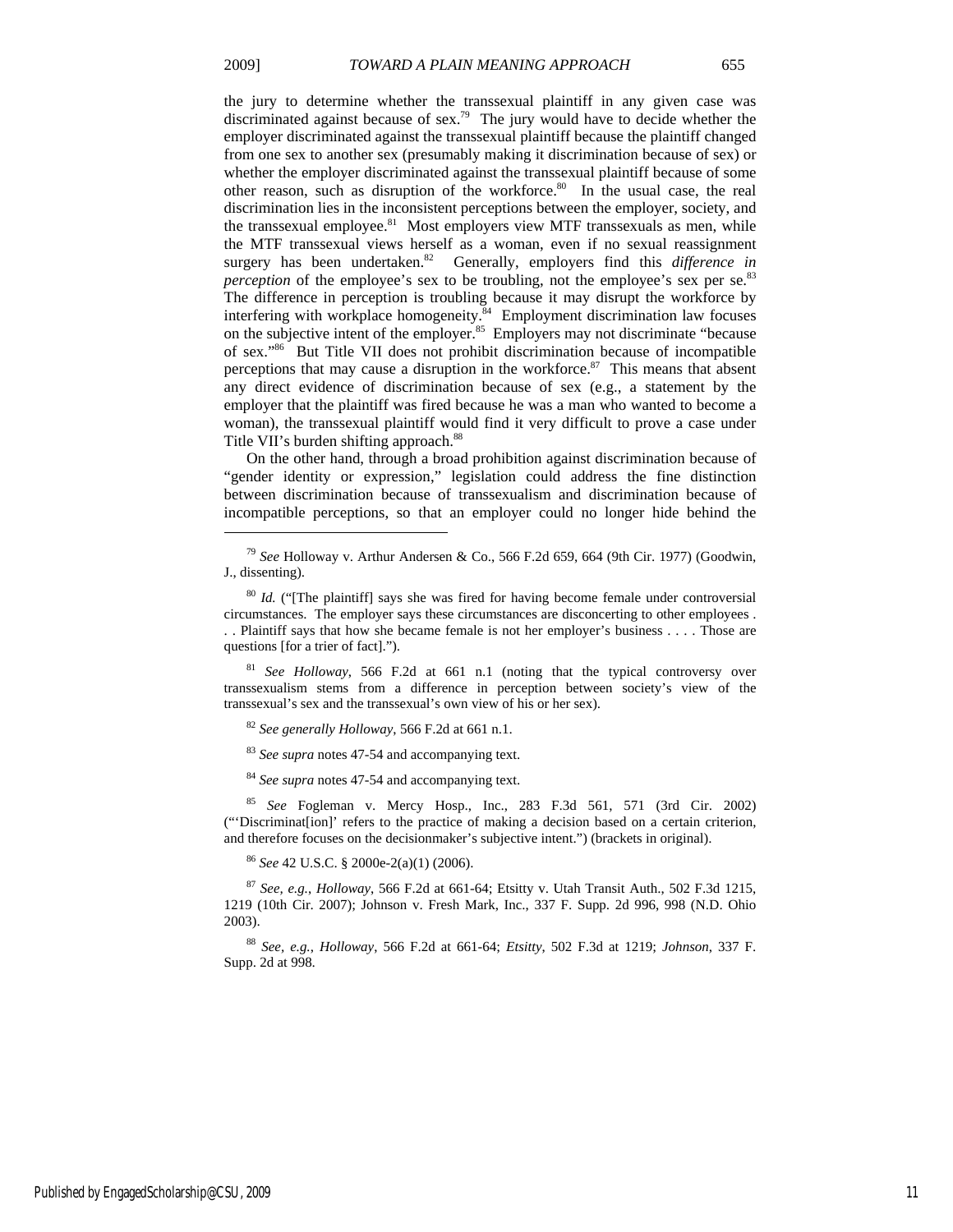the jury to determine whether the transsexual plaintiff in any given case was discriminated against because of sex.[79] The jury would have to decide whether the employer discriminated against the transsexual plaintiff because the plaintiff changed from one sex to another sex (presumably making it discrimination because of sex) or whether the employer discriminated against the transsexual plaintiff because of some other reason, such as disruption of the workforce.[80] In the usual case, the real discrimination lies in the inconsistent perceptions between the employer, society, and the transsexual employee.[81] Most employers view MTF transsexuals as men, while the MTF transsexual views herself as a woman, even if no sexual reassignment surgery has been undertaken.[82] Generally, employers find this *difference in perception* of the employee's sex to be troubling, not the employee's sex per se.[83] The difference in perception is troubling because it may disrupt the workforce by interfering with workplace homogeneity.[84] Employment discrimination law focuses on the subjective intent of the employer.[85] Employers may not discriminate "because of sex."[86] But Title VII does not prohibit discrimination because of incompatible perceptions that may cause a disruption in the workforce.[87] This means that absent any direct evidence of discrimination because of sex (e.g., a statement by the employer that the plaintiff was fired because he was a man who wanted to become a woman), the transsexual plaintiff would find it very difficult to prove a case under Title VII's burden shifting approach.[88]

On the other hand, through a broad prohibition against discrimination because of "gender identity or expression," legislation could address the fine distinction between discrimination because of transsexualism and discrimination because of incompatible perceptions, so that an employer could no longer hide behind the

---

[79] *See* Holloway v. Arthur Andersen & Co., 566 F.2d 659, 664 (9th Cir. 1977) (Goodwin, J., dissenting).

[80] *Id.* ("[The plaintiff] says she was fired for having become female under controversial circumstances. The employer says these circumstances are disconcerting to other employees . . . Plaintiff says that how she became female is not her employer's business . . . . Those are questions [for a trier of fact].").

[81] *See Holloway*, 566 F.2d at 661 n.1 (noting that the typical controversy over transsexualism stems from a difference in perception between society's view of the transsexual's sex and the transsexual's own view of his or her sex).

[82] *See generally Holloway*, 566 F.2d at 661 n.1.

[83] *See supra* notes 47-54 and accompanying text.

[84] *See supra* notes 47-54 and accompanying text.

[85] *See* Fogleman v. Mercy Hosp., Inc., 283 F.3d 561, 571 (3rd Cir. 2002) ("'Discriminat[ion]' refers to the practice of making a decision based on a certain criterion, and therefore focuses on the decisionmaker's subjective intent.") (brackets in original).

[86] *See* 42 U.S.C. § 2000e-2(a)(1) (2006).

[87] *See, e.g.*, *Holloway*, 566 F.2d at 661-64; Etsitty v. Utah Transit Auth., 502 F.3d 1215, 1219 (10th Cir. 2007); Johnson v. Fresh Mark, Inc., 337 F. Supp. 2d 996, 998 (N.D. Ohio 2003).

[88] *See, e.g.*, *Holloway*, 566 F.2d at 661-64; *Etsitty*, 502 F.3d at 1219; *Johnson*, 337 F. Supp. 2d at 998.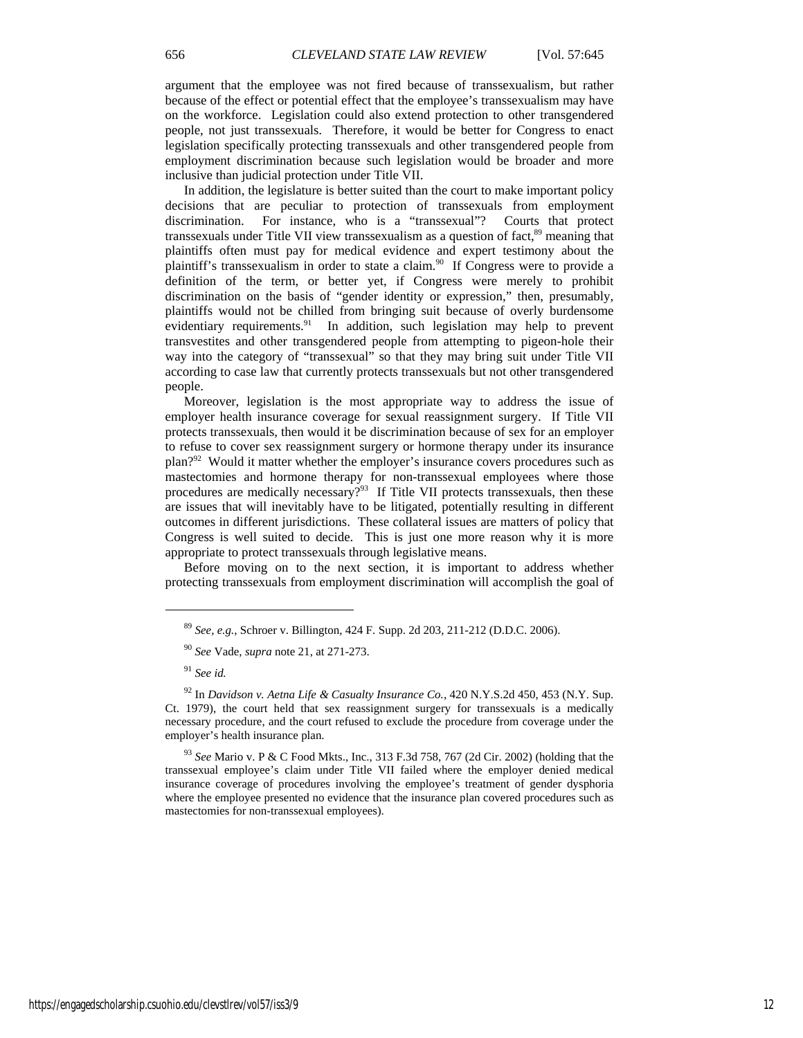argument that the employee was not fired because of transsexualism, but rather because of the effect or potential effect that the employee's transsexualism may have on the workforce. Legislation could also extend protection to other transgendered people, not just transsexuals. Therefore, it would be better for Congress to enact legislation specifically protecting transsexuals and other transgendered people from employment discrimination because such legislation would be broader and more inclusive than judicial protection under Title VII.

In addition, the legislature is better suited than the court to make important policy decisions that are peculiar to protection of transsexuals from employment discrimination. For instance, who is a "transsexual"? Courts that protect transsexuals under Title VII view transsexualism as a question of fact,[89] meaning that plaintiffs often must pay for medical evidence and expert testimony about the plaintiff's transsexualism in order to state a claim.[90] If Congress were to provide a definition of the term, or better yet, if Congress were merely to prohibit discrimination on the basis of "gender identity or expression," then, presumably, plaintiffs would not be chilled from bringing suit because of overly burdensome evidentiary requirements.[91] In addition, such legislation may help to prevent transvestites and other transgendered people from attempting to pigeon-hole their way into the category of "transsexual" so that they may bring suit under Title VII according to case law that currently protects transsexuals but not other transgendered people.

Moreover, legislation is the most appropriate way to address the issue of employer health insurance coverage for sexual reassignment surgery. If Title VII protects transsexuals, then would it be discrimination because of sex for an employer to refuse to cover sex reassignment surgery or hormone therapy under its insurance plan?[92] Would it matter whether the employer's insurance covers procedures such as mastectomies and hormone therapy for non-transsexual employees where those procedures are medically necessary?[93] If Title VII protects transsexuals, then these are issues that will inevitably have to be litigated, potentially resulting in different outcomes in different jurisdictions. These collateral issues are matters of policy that Congress is well suited to decide. This is just one more reason why it is more appropriate to protect transsexuals through legislative means.

Before moving on to the next section, it is important to address whether protecting transsexuals from employment discrimination will accomplish the goal of

---

[89] *See, e.g.*, Schroer v. Billington, 424 F. Supp. 2d 203, 211-212 (D.D.C. 2006).

[90] *See* Vade, *supra* note 21, at 271-273.

[91] *See id.*

[92] In *Davidson v. Aetna Life & Casualty Insurance Co.*, 420 N.Y.S.2d 450, 453 (N.Y. Sup. Ct. 1979), the court held that sex reassignment surgery for transsexuals is a medically necessary procedure, and the court refused to exclude the procedure from coverage under the employer's health insurance plan.

[93] *See* Mario v. P & C Food Mkts., Inc., 313 F.3d 758, 767 (2d Cir. 2002) (holding that the transsexual employee's claim under Title VII failed where the employer denied medical insurance coverage of procedures involving the employee's treatment of gender dysphoria where the employee presented no evidence that the insurance plan covered procedures such as mastectomies for non-transsexual employees).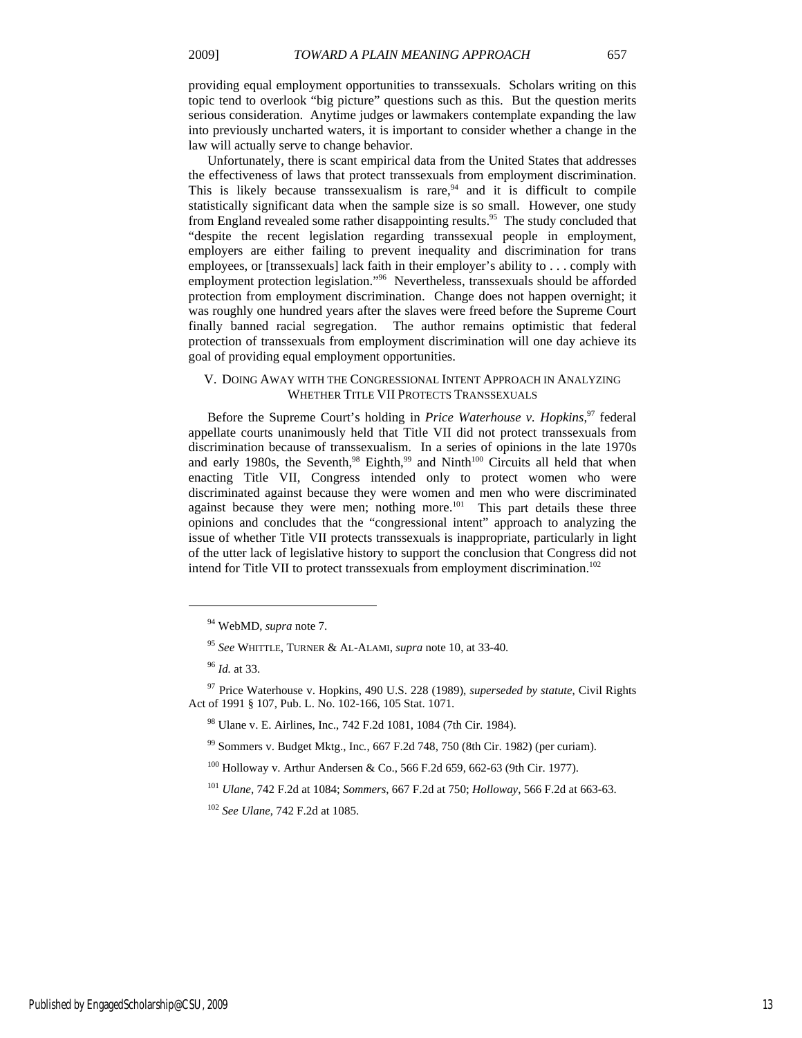providing equal employment opportunities to transsexuals. Scholars writing on this topic tend to overlook "big picture" questions such as this. But the question merits serious consideration. Anytime judges or lawmakers contemplate expanding the law into previously uncharted waters, it is important to consider whether a change in the law will actually serve to change behavior.

Unfortunately, there is scant empirical data from the United States that addresses the effectiveness of laws that protect transsexuals from employment discrimination. This is likely because transsexualism is rare,[94] and it is difficult to compile statistically significant data when the sample size is so small. However, one study from England revealed some rather disappointing results.[95] The study concluded that "despite the recent legislation regarding transsexual people in employment, employers are either failing to prevent inequality and discrimination for trans employees, or [transsexuals] lack faith in their employer's ability to . . . comply with employment protection legislation."[96] Nevertheless, transsexuals should be afforded protection from employment discrimination. Change does not happen overnight; it was roughly one hundred years after the slaves were freed before the Supreme Court finally banned racial segregation. The author remains optimistic that federal protection of transsexuals from employment discrimination will one day achieve its goal of providing equal employment opportunities.

## V. Doing Away with the Congressional Intent Approach in Analyzing Whether Title VII Protects Transsexuals

Before the Supreme Court's holding in *Price Waterhouse v. Hopkins*,[97] federal appellate courts unanimously held that Title VII did not protect transsexuals from discrimination because of transsexualism. In a series of opinions in the late 1970s and early 1980s, the Seventh,[98] Eighth,[99] and Ninth[100] Circuits all held that when enacting Title VII, Congress intended only to protect women who were discriminated against because they were women and men who were discriminated against because they were men; nothing more.[101] This part details these three opinions and concludes that the "congressional intent" approach to analyzing the issue of whether Title VII protects transsexuals is inappropriate, particularly in light of the utter lack of legislative history to support the conclusion that Congress did not intend for Title VII to protect transsexuals from employment discrimination.[102]

---

[94] WebMD, *supra* note 7.

[95] *See* WHITTLE, TURNER & AL-ALAMI, *supra* note 10, at 33-40.

[96] *Id.* at 33.

[97] Price Waterhouse v. Hopkins, 490 U.S. 228 (1989), *superseded by statute*, Civil Rights Act of 1991 § 107, Pub. L. No. 102-166, 105 Stat. 1071.

[98] Ulane v. E. Airlines, Inc., 742 F.2d 1081, 1084 (7th Cir. 1984).

[99] Sommers v. Budget Mktg., Inc., 667 F.2d 748, 750 (8th Cir. 1982) (per curiam).

[100] Holloway v. Arthur Andersen & Co., 566 F.2d 659, 662-63 (9th Cir. 1977).

[101] *Ulane*, 742 F.2d at 1084; *Sommers*, 667 F.2d at 750; *Holloway*, 566 F.2d at 663-63.

[102] *See Ulane*, 742 F.2d at 1085.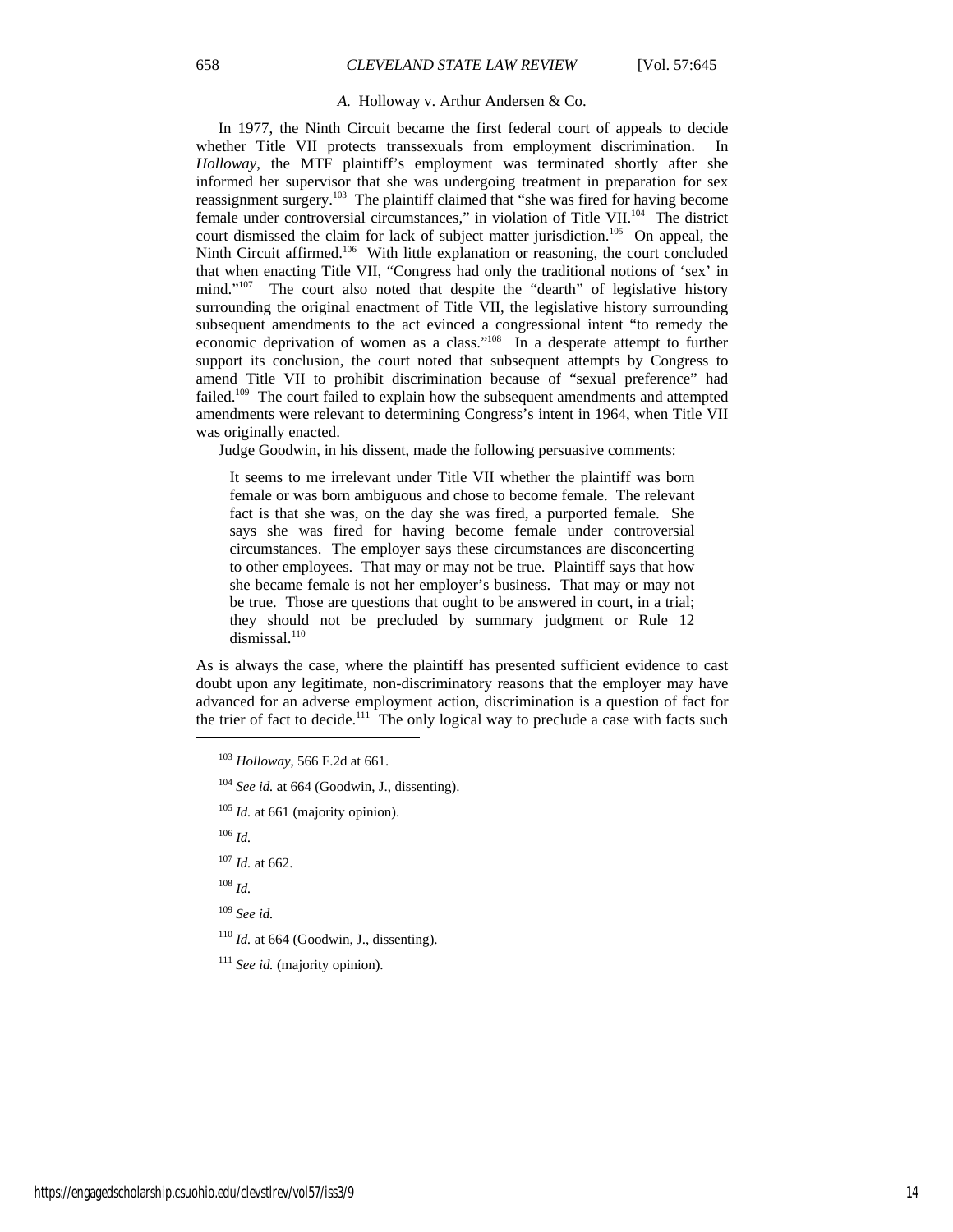### *A.* Holloway v. Arthur Andersen & Co.

In 1977, the Ninth Circuit became the first federal court of appeals to decide whether Title VII protects transsexuals from employment discrimination. In *Holloway*, the MTF plaintiff's employment was terminated shortly after she informed her supervisor that she was undergoing treatment in preparation for sex reassignment surgery.[103] The plaintiff claimed that "she was fired for having become female under controversial circumstances," in violation of Title VII.[104] The district court dismissed the claim for lack of subject matter jurisdiction.[105] On appeal, the Ninth Circuit affirmed.[106] With little explanation or reasoning, the court concluded that when enacting Title VII, "Congress had only the traditional notions of 'sex' in mind."[107] The court also noted that despite the "dearth" of legislative history surrounding the original enactment of Title VII, the legislative history surrounding subsequent amendments to the act evinced a congressional intent "to remedy the economic deprivation of women as a class."[108] In a desperate attempt to further support its conclusion, the court noted that subsequent attempts by Congress to amend Title VII to prohibit discrimination because of "sexual preference" had failed.[109] The court failed to explain how the subsequent amendments and attempted amendments were relevant to determining Congress's intent in 1964, when Title VII was originally enacted.

Judge Goodwin, in his dissent, made the following persuasive comments:

> It seems to me irrelevant under Title VII whether the plaintiff was born female or was born ambiguous and chose to become female. The relevant fact is that she was, on the day she was fired, a purported female. She says she was fired for having become female under controversial circumstances. The employer says these circumstances are disconcerting to other employees. That may or may not be true. Plaintiff says that how she became female is not her employer's business. That may or may not be true. Those are questions that ought to be answered in court, in a trial; they should not be precluded by summary judgment or Rule 12 dismissal.[110]

As is always the case, where the plaintiff has presented sufficient evidence to cast doubt upon any legitimate, non-discriminatory reasons that the employer may have advanced for an adverse employment action, discrimination is a question of fact for the trier of fact to decide.[111] The only logical way to preclude a case with facts such

---

[103] *Holloway*, 566 F.2d at 661.

[104] *See id.* at 664 (Goodwin, J., dissenting).

[105] *Id.* at 661 (majority opinion).

[106] *Id.*

[107] *Id.* at 662.

[108] *Id.*

[109] *See id.*

[110] *Id.* at 664 (Goodwin, J., dissenting).

[111] *See id.* (majority opinion).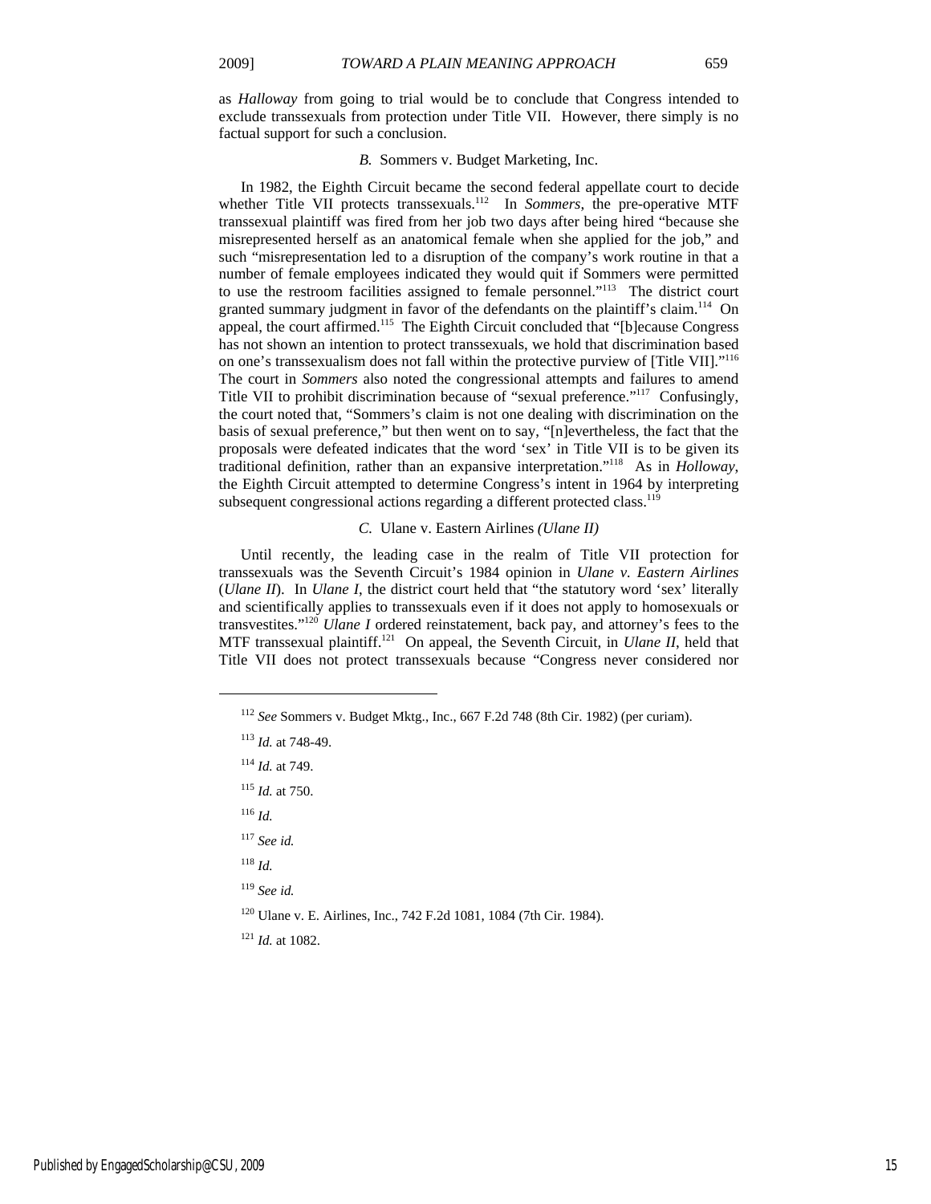as *Halloway* from going to trial would be to conclude that Congress intended to exclude transsexuals from protection under Title VII. However, there simply is no factual support for such a conclusion.

### *B.* Sommers v. Budget Marketing, Inc.

In 1982, the Eighth Circuit became the second federal appellate court to decide whether Title VII protects transsexuals.[112] In *Sommers*, the pre-operative MTF transsexual plaintiff was fired from her job two days after being hired "because she misrepresented herself as an anatomical female when she applied for the job," and such "misrepresentation led to a disruption of the company's work routine in that a number of female employees indicated they would quit if Sommers were permitted to use the restroom facilities assigned to female personnel."[113] The district court granted summary judgment in favor of the defendants on the plaintiff's claim.[114] On appeal, the court affirmed.[115] The Eighth Circuit concluded that "[b]ecause Congress has not shown an intention to protect transsexuals, we hold that discrimination based on one's transsexualism does not fall within the protective purview of [Title VII]."[116] The court in *Sommers* also noted the congressional attempts and failures to amend Title VII to prohibit discrimination because of "sexual preference."[117] Confusingly, the court noted that, "Sommers's claim is not one dealing with discrimination on the basis of sexual preference," but then went on to say, "[n]evertheless, the fact that the proposals were defeated indicates that the word 'sex' in Title VII is to be given its traditional definition, rather than an expansive interpretation."[118] As in *Holloway*, the Eighth Circuit attempted to determine Congress's intent in 1964 by interpreting subsequent congressional actions regarding a different protected class.[119]

### *C.* Ulane v. Eastern Airlines *(Ulane II)*

Until recently, the leading case in the realm of Title VII protection for transsexuals was the Seventh Circuit's 1984 opinion in *Ulane v. Eastern Airlines* (*Ulane II*). In *Ulane I*, the district court held that "the statutory word 'sex' literally and scientifically applies to transsexuals even if it does not apply to homosexuals or transvestites."[120] *Ulane I* ordered reinstatement, back pay, and attorney's fees to the MTF transsexual plaintiff.[121] On appeal, the Seventh Circuit, in *Ulane II*, held that Title VII does not protect transsexuals because "Congress never considered nor

---

[112] *See* Sommers v. Budget Mktg., Inc., 667 F.2d 748 (8th Cir. 1982) (per curiam).

[113] *Id.* at 748-49.

[114] *Id.* at 749.

[115] *Id.* at 750.

[116] *Id.*

[117] *See id.*

[118] *Id.*

[119] *See id.*

[120] Ulane v. E. Airlines, Inc., 742 F.2d 1081, 1084 (7th Cir. 1984).

[121] *Id.* at 1082.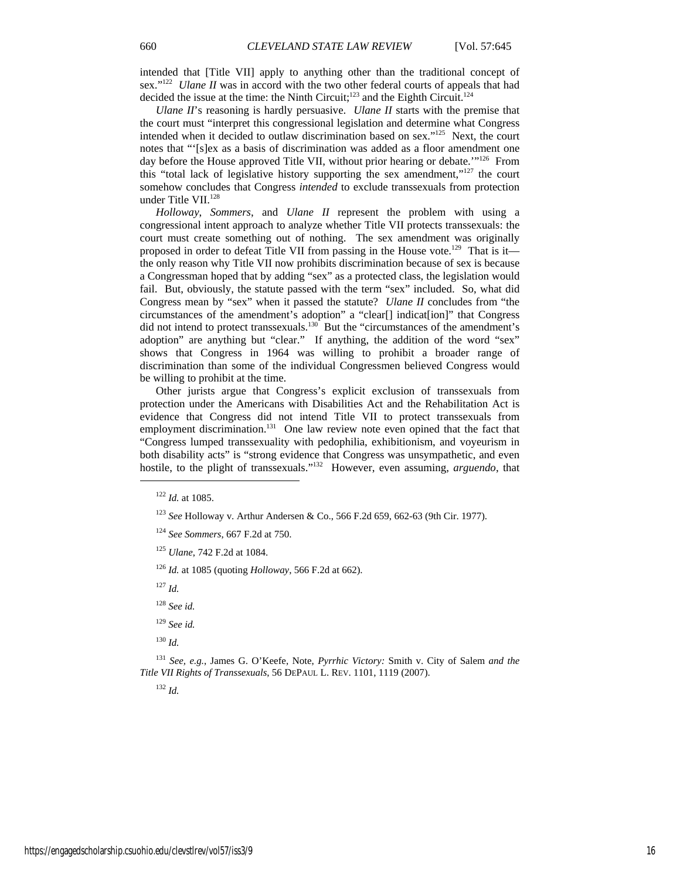intended that [Title VII] apply to anything other than the traditional concept of sex."[122] *Ulane II* was in accord with the two other federal courts of appeals that had decided the issue at the time: the Ninth Circuit;[123] and the Eighth Circuit.[124]

*Ulane II*'s reasoning is hardly persuasive. *Ulane II* starts with the premise that the court must "interpret this congressional legislation and determine what Congress intended when it decided to outlaw discrimination based on sex."[125] Next, the court notes that "'[s]ex as a basis of discrimination was added as a floor amendment one day before the House approved Title VII, without prior hearing or debate.'"[126] From this "total lack of legislative history supporting the sex amendment,"[127] the court somehow concludes that Congress *intended* to exclude transsexuals from protection under Title VII.[128]

*Holloway*, *Sommers*, and *Ulane II* represent the problem with using a congressional intent approach to analyze whether Title VII protects transsexuals: the court must create something out of nothing. The sex amendment was originally proposed in order to defeat Title VII from passing in the House vote.[129] That is it—the only reason why Title VII now prohibits discrimination because of sex is because a Congressman hoped that by adding "sex" as a protected class, the legislation would fail. But, obviously, the statute passed with the term "sex" included. So, what did Congress mean by "sex" when it passed the statute? *Ulane II* concludes from "the circumstances of the amendment's adoption" a "clear[] indicat[ion]" that Congress did not intend to protect transsexuals.[130] But the "circumstances of the amendment's adoption" are anything but "clear." If anything, the addition of the word "sex" shows that Congress in 1964 was willing to prohibit a broader range of discrimination than some of the individual Congressmen believed Congress would be willing to prohibit at the time.

Other jurists argue that Congress's explicit exclusion of transsexuals from protection under the Americans with Disabilities Act and the Rehabilitation Act is evidence that Congress did not intend Title VII to protect transsexuals from employment discrimination.[131] One law review note even opined that the fact that "Congress lumped transsexuality with pedophilia, exhibitionism, and voyeurism in both disability acts" is "strong evidence that Congress was unsympathetic, and even hostile, to the plight of transsexuals."[132] However, even assuming, *arguendo*, that

---

[122] *Id.* at 1085.

[123] *See* Holloway v. Arthur Andersen & Co., 566 F.2d 659, 662-63 (9th Cir. 1977).

[124] *See Sommers*, 667 F.2d at 750.

[125] *Ulane*, 742 F.2d at 1084.

[126] *Id.* at 1085 (quoting *Holloway*, 566 F.2d at 662).

[127] *Id.*

[128] *See id.*

[129] *See id.*

[130] *Id.*

[131] *See, e.g.*, James G. O'Keefe, Note, *Pyrrhic Victory:* Smith v. City of Salem *and the Title VII Rights of Transsexuals*, 56 DEPAUL L. REV. 1101, 1119 (2007).

[132] *Id.*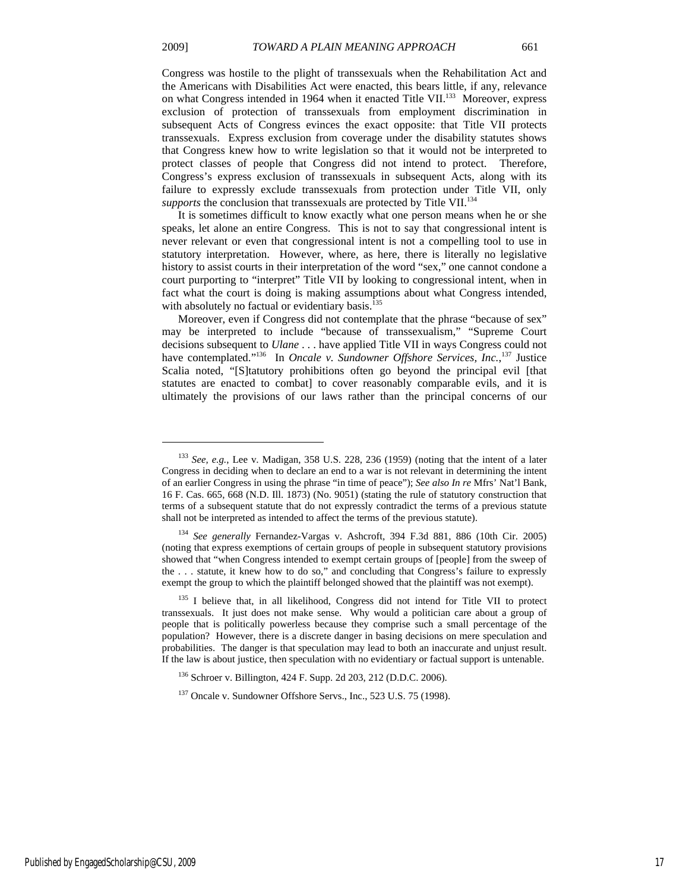Congress was hostile to the plight of transsexuals when the Rehabilitation Act and the Americans with Disabilities Act were enacted, this bears little, if any, relevance on what Congress intended in 1964 when it enacted Title VII.[133] Moreover, express exclusion of protection of transsexuals from employment discrimination in subsequent Acts of Congress evinces the exact opposite: that Title VII protects transsexuals. Express exclusion from coverage under the disability statutes shows that Congress knew how to write legislation so that it would not be interpreted to protect classes of people that Congress did not intend to protect. Therefore, Congress's express exclusion of transsexuals in subsequent Acts, along with its failure to expressly exclude transsexuals from protection under Title VII, only *supports* the conclusion that transsexuals are protected by Title VII.[134]

It is sometimes difficult to know exactly what one person means when he or she speaks, let alone an entire Congress. This is not to say that congressional intent is never relevant or even that congressional intent is not a compelling tool to use in statutory interpretation. However, where, as here, there is literally no legislative history to assist courts in their interpretation of the word "sex," one cannot condone a court purporting to "interpret" Title VII by looking to congressional intent, when in fact what the court is doing is making assumptions about what Congress intended, with absolutely no factual or evidentiary basis.[135]

Moreover, even if Congress did not contemplate that the phrase "because of sex" may be interpreted to include "because of transsexualism," "Supreme Court decisions subsequent to *Ulane* . . . have applied Title VII in ways Congress could not have contemplated."[136] In *Oncale v. Sundowner Offshore Services, Inc.*,[137] Justice Scalia noted, "[S]tatutory prohibitions often go beyond the principal evil [that statutes are enacted to combat] to cover reasonably comparable evils, and it is ultimately the provisions of our laws rather than the principal concerns of our

---

[133] *See, e.g.*, Lee v. Madigan, 358 U.S. 228, 236 (1959) (noting that the intent of a later Congress in deciding when to declare an end to a war is not relevant in determining the intent of an earlier Congress in using the phrase "in time of peace"); *See also In re* Mfrs' Nat'l Bank, 16 F. Cas. 665, 668 (N.D. Ill. 1873) (No. 9051) (stating the rule of statutory construction that terms of a subsequent statute that do not expressly contradict the terms of a previous statute shall not be interpreted as intended to affect the terms of the previous statute).

[134] *See generally* Fernandez-Vargas v. Ashcroft, 394 F.3d 881, 886 (10th Cir. 2005) (noting that express exemptions of certain groups of people in subsequent statutory provisions showed that "when Congress intended to exempt certain groups of [people] from the sweep of the . . . statute, it knew how to do so," and concluding that Congress's failure to expressly exempt the group to which the plaintiff belonged showed that the plaintiff was not exempt).

[135] I believe that, in all likelihood, Congress did not intend for Title VII to protect transsexuals. It just does not make sense. Why would a politician care about a group of people that is politically powerless because they comprise such a small percentage of the population? However, there is a discrete danger in basing decisions on mere speculation and probabilities. The danger is that speculation may lead to both an inaccurate and unjust result. If the law is about justice, then speculation with no evidentiary or factual support is untenable.

[136] Schroer v. Billington, 424 F. Supp. 2d 203, 212 (D.D.C. 2006).

[137] Oncale v. Sundowner Offshore Servs., Inc., 523 U.S. 75 (1998).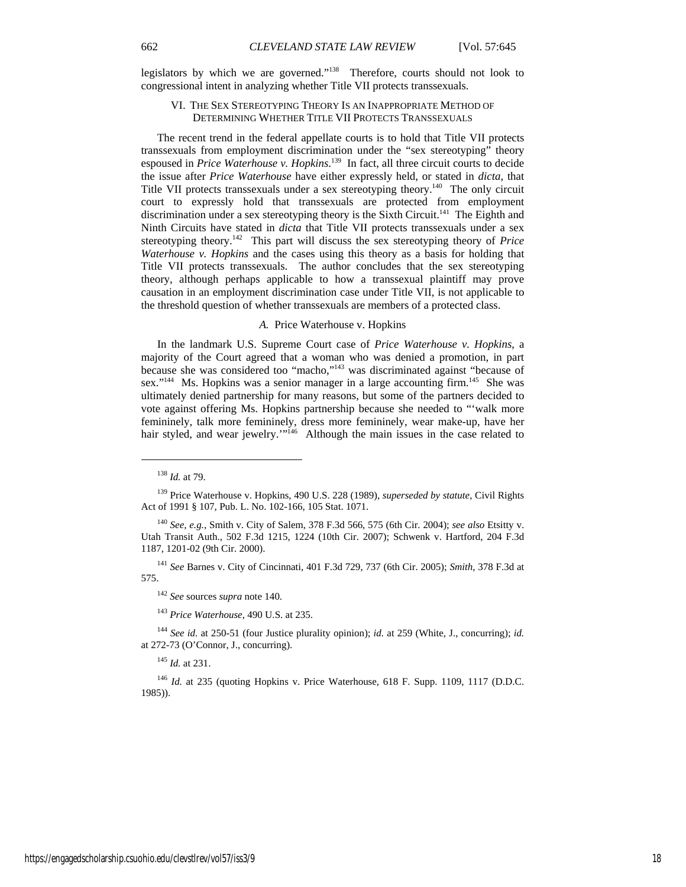legislators by which we are governed."[138] Therefore, courts should not look to congressional intent in analyzing whether Title VII protects transsexuals.

## VI. The Sex Stereotyping Theory Is an Inappropriate Method of Determining Whether Title VII Protects Transsexuals

The recent trend in the federal appellate courts is to hold that Title VII protects transsexuals from employment discrimination under the "sex stereotyping" theory espoused in *Price Waterhouse v. Hopkins*.[139] In fact, all three circuit courts to decide the issue after *Price Waterhouse* have either expressly held, or stated in *dicta*, that Title VII protects transsexuals under a sex stereotyping theory.[140] The only circuit court to expressly hold that transsexuals are protected from employment discrimination under a sex stereotyping theory is the Sixth Circuit.[141] The Eighth and Ninth Circuits have stated in *dicta* that Title VII protects transsexuals under a sex stereotyping theory.[142] This part will discuss the sex stereotyping theory of *Price Waterhouse v. Hopkins* and the cases using this theory as a basis for holding that Title VII protects transsexuals. The author concludes that the sex stereotyping theory, although perhaps applicable to how a transsexual plaintiff may prove causation in an employment discrimination case under Title VII, is not applicable to the threshold question of whether transsexuals are members of a protected class.

### *A.* Price Waterhouse v. Hopkins

In the landmark U.S. Supreme Court case of *Price Waterhouse v. Hopkins*, a majority of the Court agreed that a woman who was denied a promotion, in part because she was considered too "macho,"[143] was discriminated against "because of sex."[144] Ms. Hopkins was a senior manager in a large accounting firm.[145] She was ultimately denied partnership for many reasons, but some of the partners decided to vote against offering Ms. Hopkins partnership because she needed to "'walk more femininely, talk more femininely, dress more femininely, wear make-up, have her hair styled, and wear jewelry.'"[146] Although the main issues in the case related to

---

[138] *Id.* at 79.

[139] Price Waterhouse v. Hopkins, 490 U.S. 228 (1989), *superseded by statute*, Civil Rights Act of 1991 § 107, Pub. L. No. 102-166, 105 Stat. 1071.

[140] *See, e.g.*, Smith v. City of Salem, 378 F.3d 566, 575 (6th Cir. 2004); *see also* Etsitty v. Utah Transit Auth., 502 F.3d 1215, 1224 (10th Cir. 2007); Schwenk v. Hartford, 204 F.3d 1187, 1201-02 (9th Cir. 2000).

[141] *See* Barnes v. City of Cincinnati, 401 F.3d 729, 737 (6th Cir. 2005); *Smith*, 378 F.3d at 575.

[142] *See* sources *supra* note 140.

[143] *Price Waterhouse*, 490 U.S. at 235.

[144] *See id.* at 250-51 (four Justice plurality opinion); *id.* at 259 (White, J., concurring); *id.* at 272-73 (O'Connor, J., concurring).

[145] *Id.* at 231.

[146] *Id.* at 235 (quoting Hopkins v. Price Waterhouse, 618 F. Supp. 1109, 1117 (D.D.C. 1985)).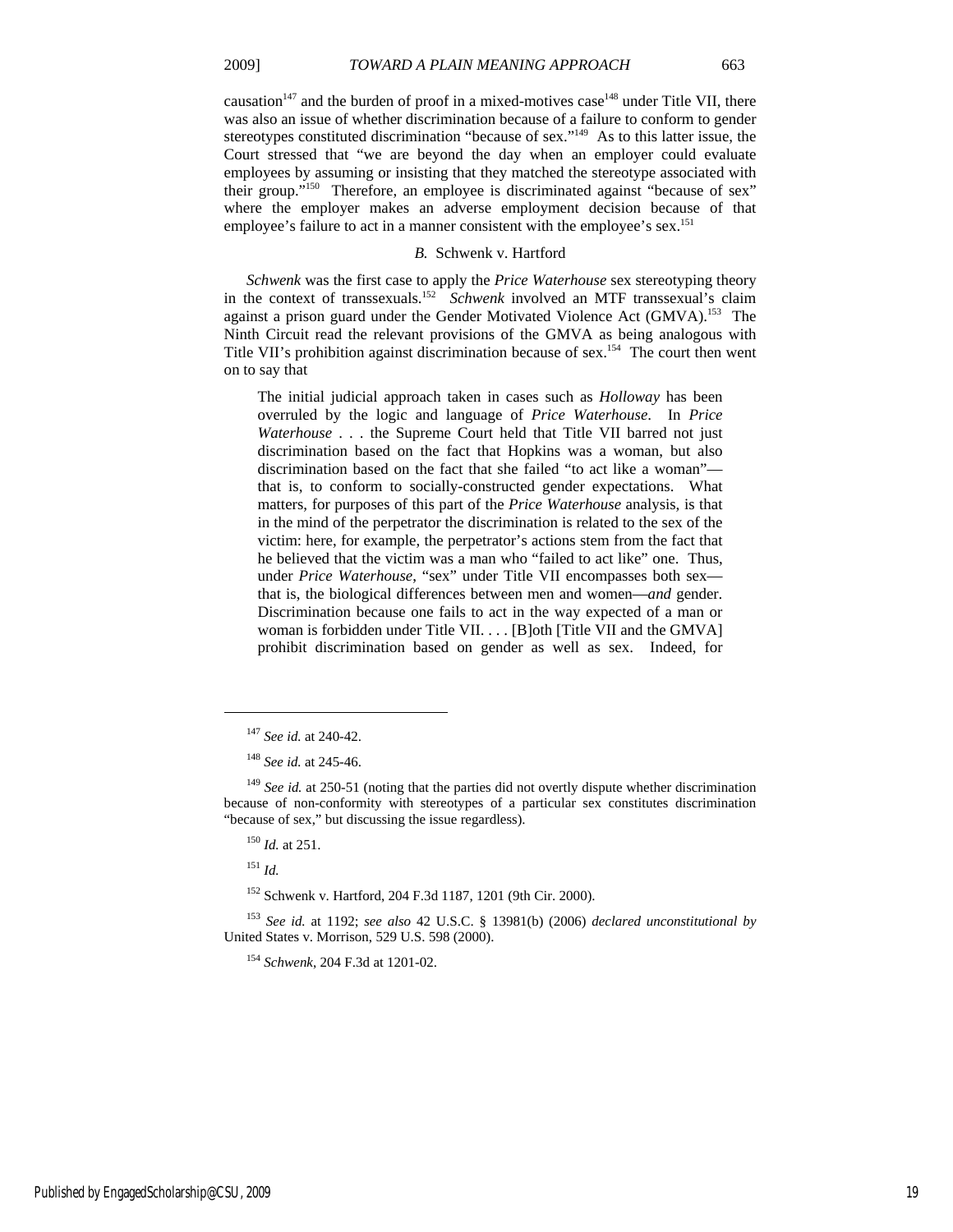causation[147] and the burden of proof in a mixed-motives case[148] under Title VII, there was also an issue of whether discrimination because of a failure to conform to gender stereotypes constituted discrimination "because of sex."[149] As to this latter issue, the Court stressed that "we are beyond the day when an employer could evaluate employees by assuming or insisting that they matched the stereotype associated with their group."[150] Therefore, an employee is discriminated against "because of sex" where the employer makes an adverse employment decision because of that employee's failure to act in a manner consistent with the employee's sex.[151]

### *B.* Schwenk v. Hartford

*Schwenk* was the first case to apply the *Price Waterhouse* sex stereotyping theory in the context of transsexuals.[152] *Schwenk* involved an MTF transsexual's claim against a prison guard under the Gender Motivated Violence Act (GMVA).[153] The Ninth Circuit read the relevant provisions of the GMVA as being analogous with Title VII's prohibition against discrimination because of sex.[154] The court then went on to say that

> The initial judicial approach taken in cases such as *Holloway* has been overruled by the logic and language of *Price Waterhouse*. In *Price Waterhouse* . . . the Supreme Court held that Title VII barred not just discrimination based on the fact that Hopkins was a woman, but also discrimination based on the fact that she failed "to act like a woman"—that is, to conform to socially-constructed gender expectations. What matters, for purposes of this part of the *Price Waterhouse* analysis, is that in the mind of the perpetrator the discrimination is related to the sex of the victim: here, for example, the perpetrator's actions stem from the fact that he believed that the victim was a man who "failed to act like" one. Thus, under *Price Waterhouse*, "sex" under Title VII encompasses both sex—that is, the biological differences between men and women—*and* gender. Discrimination because one fails to act in the way expected of a man or woman is forbidden under Title VII. . . . [B]oth [Title VII and the GMVA] prohibit discrimination based on gender as well as sex. Indeed, for

---

[147] *See id.* at 240-42.

[148] *See id.* at 245-46.

[149] *See id.* at 250-51 (noting that the parties did not overtly dispute whether discrimination because of non-conformity with stereotypes of a particular sex constitutes discrimination "because of sex," but discussing the issue regardless).

[150] *Id.* at 251.

[151] *Id.*

[152] Schwenk v. Hartford, 204 F.3d 1187, 1201 (9th Cir. 2000).

[153] *See id.* at 1192; *see also* 42 U.S.C. § 13981(b) (2006) *declared unconstitutional by* United States v. Morrison, 529 U.S. 598 (2000).

[154] *Schwenk*, 204 F.3d at 1201-02.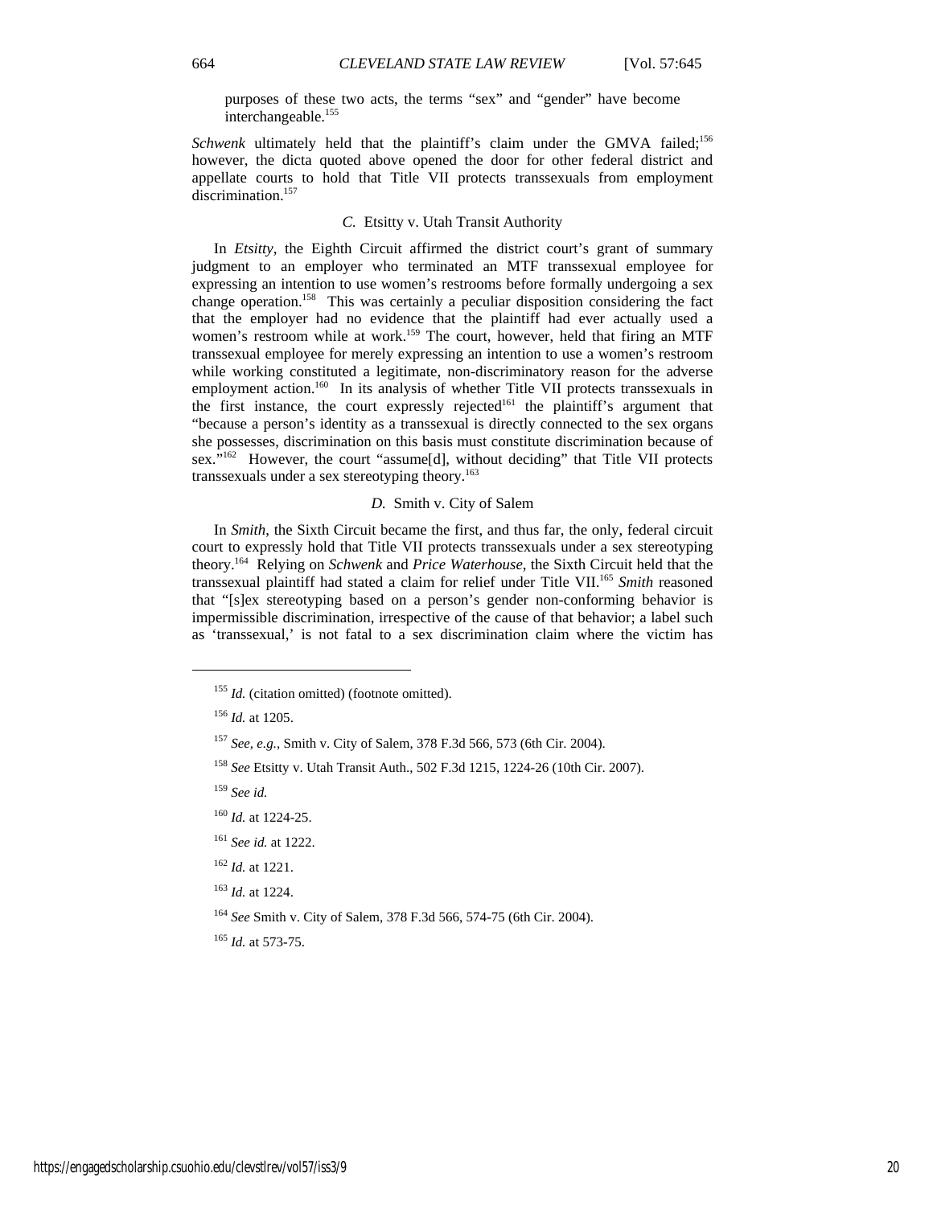purposes of these two acts, the terms "sex" and "gender" have become interchangeable.[155]

*Schwenk* ultimately held that the plaintiff's claim under the GMVA failed;[156] however, the dicta quoted above opened the door for other federal district and appellate courts to hold that Title VII protects transsexuals from employment discrimination.[157]

### *C.* Etsitty v. Utah Transit Authority

In *Etsitty*, the Eighth Circuit affirmed the district court's grant of summary judgment to an employer who terminated an MTF transsexual employee for expressing an intention to use women's restrooms before formally undergoing a sex change operation.[158] This was certainly a peculiar disposition considering the fact that the employer had no evidence that the plaintiff had ever actually used a women's restroom while at work.[159] The court, however, held that firing an MTF transsexual employee for merely expressing an intention to use a women's restroom while working constituted a legitimate, non-discriminatory reason for the adverse employment action.[160] In its analysis of whether Title VII protects transsexuals in the first instance, the court expressly rejected[161] the plaintiff's argument that "because a person's identity as a transsexual is directly connected to the sex organs she possesses, discrimination on this basis must constitute discrimination because of sex."[162] However, the court "assume[d], without deciding" that Title VII protects transsexuals under a sex stereotyping theory.[163]

### *D.* Smith v. City of Salem

In *Smith*, the Sixth Circuit became the first, and thus far, the only, federal circuit court to expressly hold that Title VII protects transsexuals under a sex stereotyping theory.[164] Relying on *Schwenk* and *Price Waterhouse*, the Sixth Circuit held that the transsexual plaintiff had stated a claim for relief under Title VII.[165] *Smith* reasoned that "[s]ex stereotyping based on a person's gender non-conforming behavior is impermissible discrimination, irrespective of the cause of that behavior; a label such as 'transsexual,' is not fatal to a sex discrimination claim where the victim has

---

[155] *Id.* (citation omitted) (footnote omitted).

[156] *Id.* at 1205.

[157] *See, e.g.*, Smith v. City of Salem, 378 F.3d 566, 573 (6th Cir. 2004).

[158] *See* Etsitty v. Utah Transit Auth., 502 F.3d 1215, 1224-26 (10th Cir. 2007).

[159] *See id.*

[160] *Id.* at 1224-25.

[161] *See id.* at 1222.

[162] *Id.* at 1221.

[163] *Id.* at 1224.

[164] *See* Smith v. City of Salem, 378 F.3d 566, 574-75 (6th Cir. 2004).

[165] *Id.* at 573-75.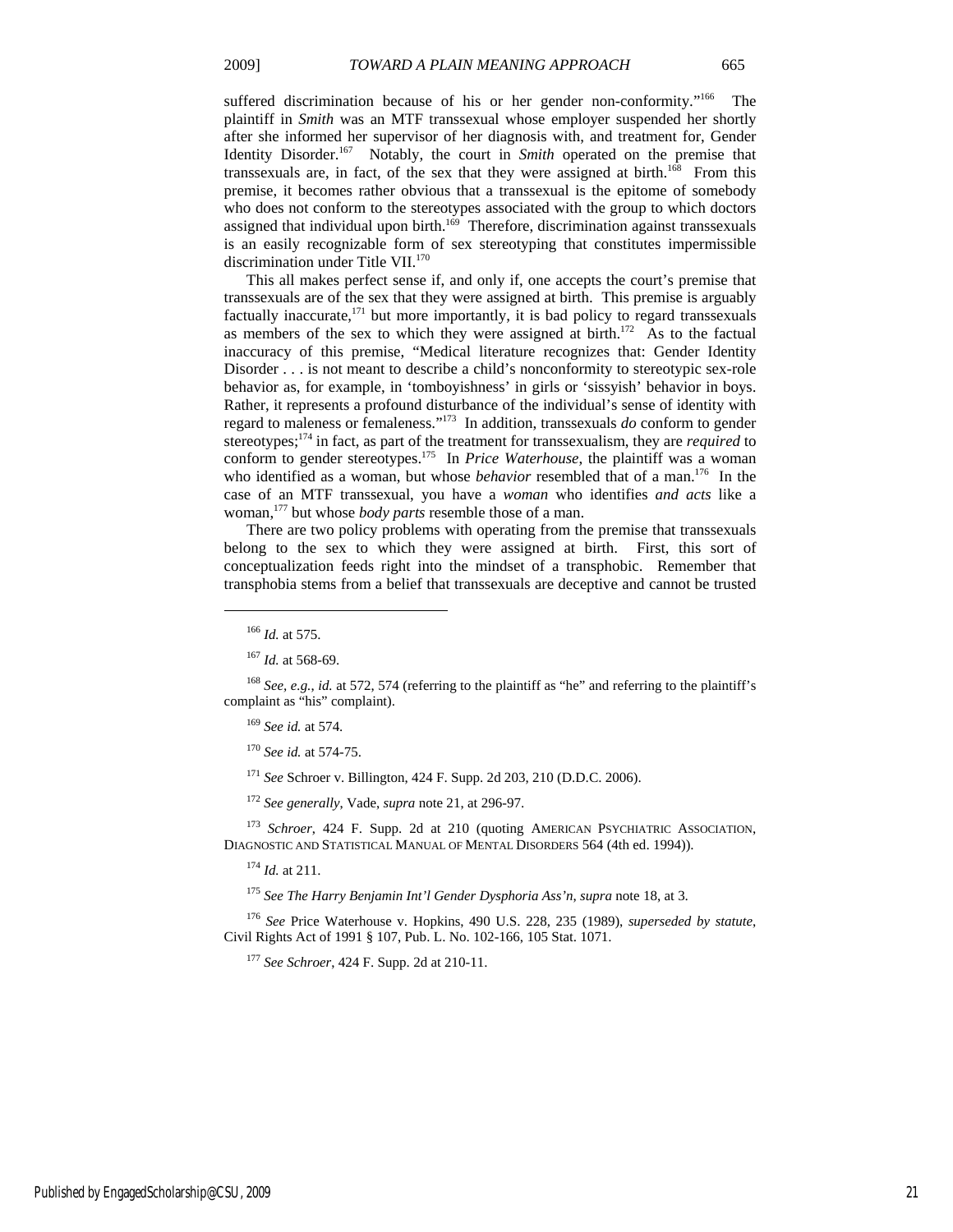suffered discrimination because of his or her gender non-conformity."[166] The plaintiff in *Smith* was an MTF transsexual whose employer suspended her shortly after she informed her supervisor of her diagnosis with, and treatment for, Gender Identity Disorder.[167] Notably, the court in *Smith* operated on the premise that transsexuals are, in fact, of the sex that they were assigned at birth.[168] From this premise, it becomes rather obvious that a transsexual is the epitome of somebody who does not conform to the stereotypes associated with the group to which doctors assigned that individual upon birth.[169] Therefore, discrimination against transsexuals is an easily recognizable form of sex stereotyping that constitutes impermissible discrimination under Title VII.[170]

This all makes perfect sense if, and only if, one accepts the court's premise that transsexuals are of the sex that they were assigned at birth. This premise is arguably factually inaccurate,[171] but more importantly, it is bad policy to regard transsexuals as members of the sex to which they were assigned at birth.[172] As to the factual inaccuracy of this premise, "Medical literature recognizes that: Gender Identity Disorder . . . is not meant to describe a child's nonconformity to stereotypic sex-role behavior as, for example, in 'tomboyishness' in girls or 'sissyish' behavior in boys. Rather, it represents a profound disturbance of the individual's sense of identity with regard to maleness or femaleness."[173] In addition, transsexuals *do* conform to gender stereotypes;[174] in fact, as part of the treatment for transsexualism, they are *required* to conform to gender stereotypes.[175] In *Price Waterhouse*, the plaintiff was a woman who identified as a woman, but whose *behavior* resembled that of a man.[176] In the case of an MTF transsexual, you have a *woman* who identifies *and acts* like a woman,[177] but whose *body parts* resemble those of a man.

There are two policy problems with operating from the premise that transsexuals belong to the sex to which they were assigned at birth. First, this sort of conceptualization feeds right into the mindset of a transphobic. Remember that transphobia stems from a belief that transsexuals are deceptive and cannot be trusted

---

[166] *Id.* at 575.

[167] *Id.* at 568-69.

[168] *See, e.g.*, *id.* at 572, 574 (referring to the plaintiff as "he" and referring to the plaintiff's complaint as "his" complaint).

[169] *See id.* at 574.

[170] *See id.* at 574-75.

[171] *See* Schroer v. Billington, 424 F. Supp. 2d 203, 210 (D.D.C. 2006).

[172] *See generally*, Vade, *supra* note 21, at 296-97.

[173] *Schroer*, 424 F. Supp. 2d at 210 (quoting AMERICAN PSYCHIATRIC ASSOCIATION, DIAGNOSTIC AND STATISTICAL MANUAL OF MENTAL DISORDERS 564 (4th ed. 1994)).

[174] *Id.* at 211.

[175] *See The Harry Benjamin Int'l Gender Dysphoria Ass'n*, *supra* note 18, at 3.

[176] *See* Price Waterhouse v. Hopkins, 490 U.S. 228, 235 (1989), *superseded by statute*, Civil Rights Act of 1991 § 107, Pub. L. No. 102-166, 105 Stat. 1071.

[177] *See Schroer*, 424 F. Supp. 2d at 210-11.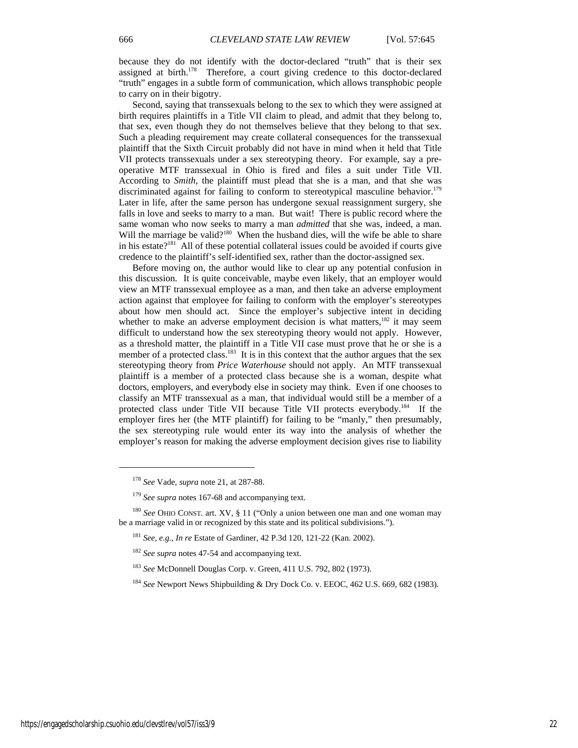because they do not identify with the doctor-declared "truth" that is their sex assigned at birth.[178] Therefore, a court giving credence to this doctor-declared "truth" engages in a subtle form of communication, which allows transphobic people to carry on in their bigotry.

Second, saying that transsexuals belong to the sex to which they were assigned at birth requires plaintiffs in a Title VII claim to plead, and admit that they belong to, that sex, even though they do not themselves believe that they belong to that sex. Such a pleading requirement may create collateral consequences for the transsexual plaintiff that the Sixth Circuit probably did not have in mind when it held that Title VII protects transsexuals under a sex stereotyping theory. For example, say a pre-operative MTF transsexual in Ohio is fired and files a suit under Title VII. According to *Smith*, the plaintiff must plead that she is a man, and that she was discriminated against for failing to conform to stereotypical masculine behavior.[179] Later in life, after the same person has undergone sexual reassignment surgery, she falls in love and seeks to marry to a man. But wait! There is public record where the same woman who now seeks to marry a man *admitted* that she was, indeed, a man. Will the marriage be valid?[180] When the husband dies, will the wife be able to share in his estate?[181] All of these potential collateral issues could be avoided if courts give credence to the plaintiff's self-identified sex, rather than the doctor-assigned sex.

Before moving on, the author would like to clear up any potential confusion in this discussion. It is quite conceivable, maybe even likely, that an employer would view an MTF transsexual employee as a man, and then take an adverse employment action against that employee for failing to conform with the employer's stereotypes about how men should act. Since the employer's subjective intent in deciding whether to make an adverse employment decision is what matters,[182] it may seem difficult to understand how the sex stereotyping theory would not apply. However, as a threshold matter, the plaintiff in a Title VII case must prove that he or she is a member of a protected class.[183] It is in this context that the author argues that the sex stereotyping theory from *Price Waterhouse* should not apply. An MTF transsexual plaintiff is a member of a protected class because she is a woman, despite what doctors, employers, and everybody else in society may think. Even if one chooses to classify an MTF transsexual as a man, that individual would still be a member of a protected class under Title VII because Title VII protects everybody.[184] If the employer fires her (the MTF plaintiff) for failing to be "manly," then presumably, the sex stereotyping rule would enter its way into the analysis of whether the employer's reason for making the adverse employment decision gives rise to liability

---

[178] *See* Vade, *supra* note 21, at 287-88.

[179] *See supra* notes 167-68 and accompanying text.

[180] *See* OHIO CONST. art. XV, § 11 ("Only a union between one man and one woman may be a marriage valid in or recognized by this state and its political subdivisions.").

[181] *See, e.g.*, *In re* Estate of Gardiner, 42 P.3d 120, 121-22 (Kan. 2002).

[182] *See supra* notes 47-54 and accompanying text.

[183] *See* McDonnell Douglas Corp. v. Green, 411 U.S. 792, 802 (1973).

[184] *See* Newport News Shipbuilding & Dry Dock Co. v. EEOC, 462 U.S. 669, 682 (1983).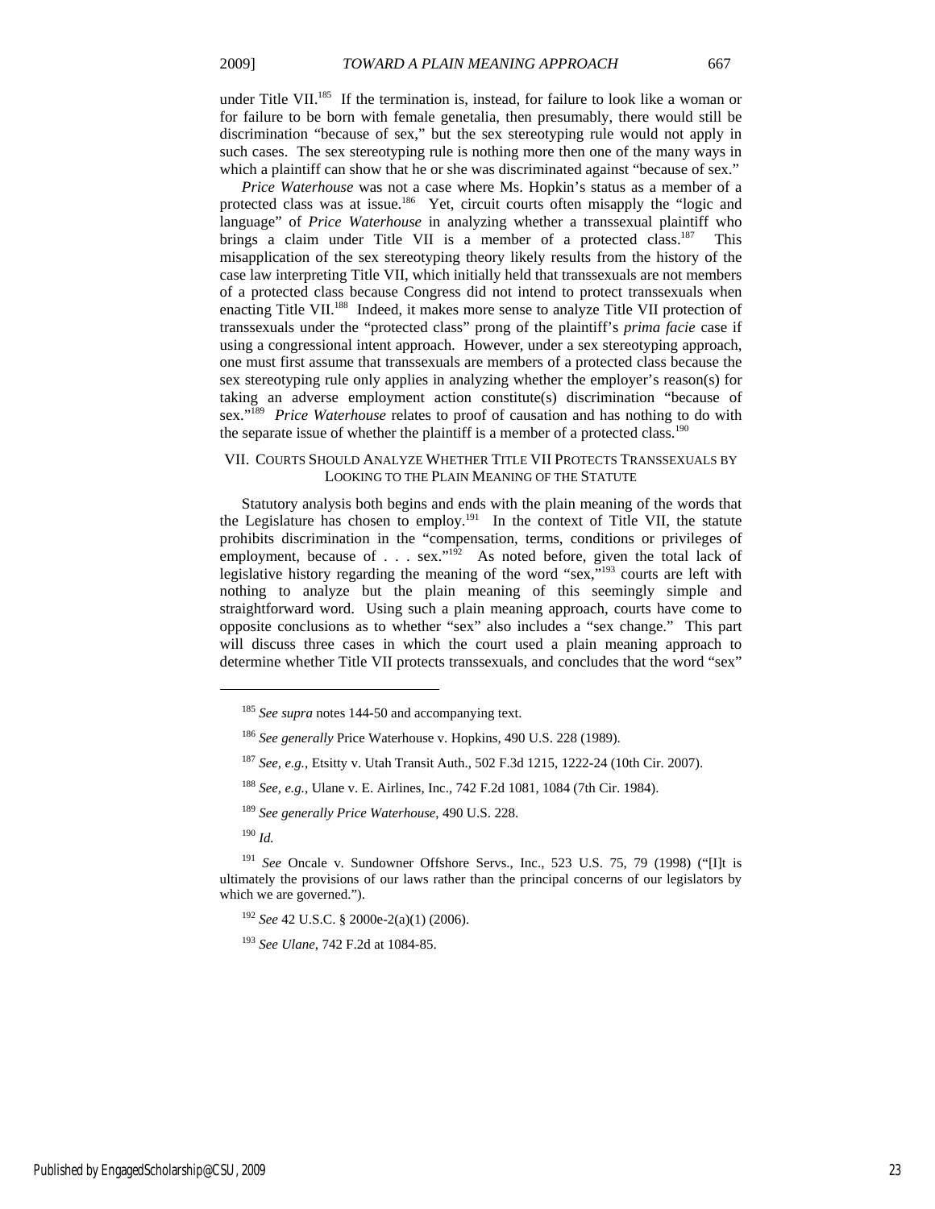under Title VII.[185] If the termination is, instead, for failure to look like a woman or for failure to be born with female genetalia, then presumably, there would still be discrimination "because of sex," but the sex stereotyping rule would not apply in such cases. The sex stereotyping rule is nothing more then one of the many ways in which a plaintiff can show that he or she was discriminated against "because of sex."

*Price Waterhouse* was not a case where Ms. Hopkin's status as a member of a protected class was at issue.[186] Yet, circuit courts often misapply the "logic and language" of *Price Waterhouse* in analyzing whether a transsexual plaintiff who brings a claim under Title VII is a member of a protected class.[187] This misapplication of the sex stereotyping theory likely results from the history of the case law interpreting Title VII, which initially held that transsexuals are not members of a protected class because Congress did not intend to protect transsexuals when enacting Title VII.[188] Indeed, it makes more sense to analyze Title VII protection of transsexuals under the "protected class" prong of the plaintiff's *prima facie* case if using a congressional intent approach. However, under a sex stereotyping approach, one must first assume that transsexuals are members of a protected class because the sex stereotyping rule only applies in analyzing whether the employer's reason(s) for taking an adverse employment action constitute(s) discrimination "because of sex."[189] *Price Waterhouse* relates to proof of causation and has nothing to do with the separate issue of whether the plaintiff is a member of a protected class.[190]

## VII. Courts Should Analyze Whether Title VII Protects Transsexuals by Looking to the Plain Meaning of the Statute

Statutory analysis both begins and ends with the plain meaning of the words that the Legislature has chosen to employ.[191] In the context of Title VII, the statute prohibits discrimination in the "compensation, terms, conditions or privileges of employment, because of . . . sex."[192] As noted before, given the total lack of legislative history regarding the meaning of the word "sex,"[193] courts are left with nothing to analyze but the plain meaning of this seemingly simple and straightforward word. Using such a plain meaning approach, courts have come to opposite conclusions as to whether "sex" also includes a "sex change." This part will discuss three cases in which the court used a plain meaning approach to determine whether Title VII protects transsexuals, and concludes that the word "sex"

---

[185] *See supra* notes 144-50 and accompanying text.

[186] *See generally* Price Waterhouse v. Hopkins, 490 U.S. 228 (1989).

[187] *See, e.g.*, Etsitty v. Utah Transit Auth., 502 F.3d 1215, 1222-24 (10th Cir. 2007).

[188] *See, e.g.*, Ulane v. E. Airlines, Inc., 742 F.2d 1081, 1084 (7th Cir. 1984).

[189] *See generally Price Waterhouse*, 490 U.S. 228.

[190] *Id.*

[191] *See* Oncale v. Sundowner Offshore Servs., Inc., 523 U.S. 75, 79 (1998) ("[I]t is ultimately the provisions of our laws rather than the principal concerns of our legislators by which we are governed.").

[192] *See* 42 U.S.C. § 2000e-2(a)(1) (2006).

[193] *See Ulane*, 742 F.2d at 1084-85.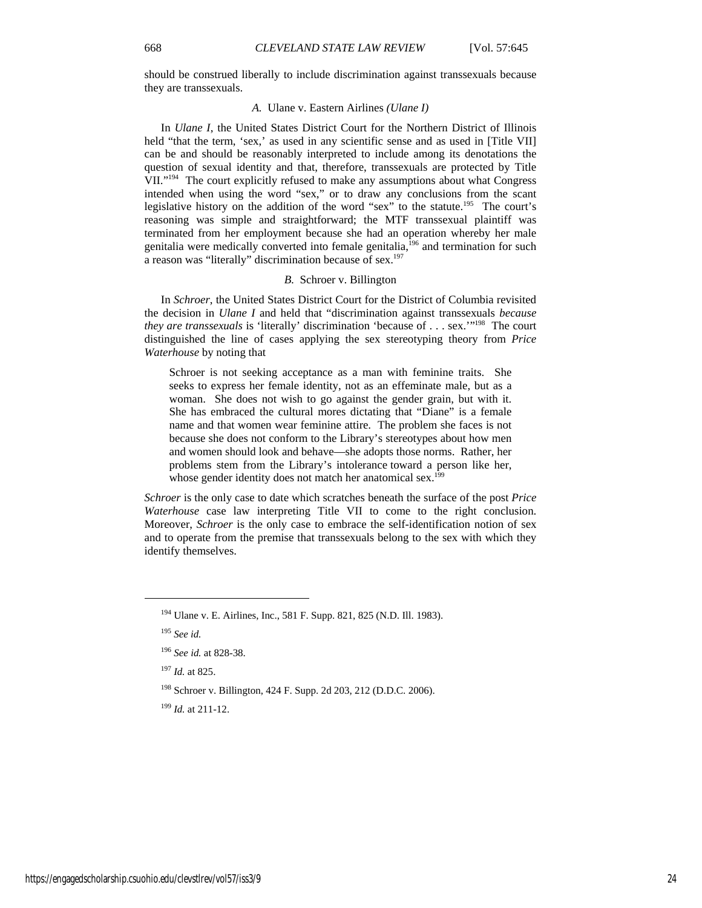should be construed liberally to include discrimination against transsexuals because they are transsexuals.

### A. Ulane v. Eastern Airlines *(Ulane I)*

In *Ulane I*, the United States District Court for the Northern District of Illinois held "that the term, 'sex,' as used in any scientific sense and as used in [Title VII] can be and should be reasonably interpreted to include among its denotations the question of sexual identity and that, therefore, transsexuals are protected by Title VII."[194] The court explicitly refused to make any assumptions about what Congress intended when using the word "sex," or to draw any conclusions from the scant legislative history on the addition of the word "sex" to the statute.[195] The court's reasoning was simple and straightforward; the MTF transsexual plaintiff was terminated from her employment because she had an operation whereby her male genitalia were medically converted into female genitalia,[196] and termination for such a reason was "literally" discrimination because of sex.[197]

### B. Schroer v. Billington

In *Schroer*, the United States District Court for the District of Columbia revisited the decision in *Ulane I* and held that "discrimination against transsexuals *because they are transsexuals* is 'literally' discrimination 'because of . . . sex.'"[198] The court distinguished the line of cases applying the sex stereotyping theory from *Price Waterhouse* by noting that

> Schroer is not seeking acceptance as a man with feminine traits. She seeks to express her female identity, not as an effeminate male, but as a woman. She does not wish to go against the gender grain, but with it. She has embraced the cultural mores dictating that "Diane" is a female name and that women wear feminine attire. The problem she faces is not because she does not conform to the Library's stereotypes about how men and women should look and behave—she adopts those norms. Rather, her problems stem from the Library's intolerance toward a person like her, whose gender identity does not match her anatomical sex.[199]

*Schroer* is the only case to date which scratches beneath the surface of the post *Price Waterhouse* case law interpreting Title VII to come to the right conclusion. Moreover, *Schroer* is the only case to embrace the self-identification notion of sex and to operate from the premise that transsexuals belong to the sex with which they identify themselves.

---

[194] Ulane v. E. Airlines, Inc., 581 F. Supp. 821, 825 (N.D. Ill. 1983).

[195] *See id.*

[196] *See id.* at 828-38.

[197] *Id.* at 825.

[198] Schroer v. Billington, 424 F. Supp. 2d 203, 212 (D.D.C. 2006).

[199] *Id.* at 211-12.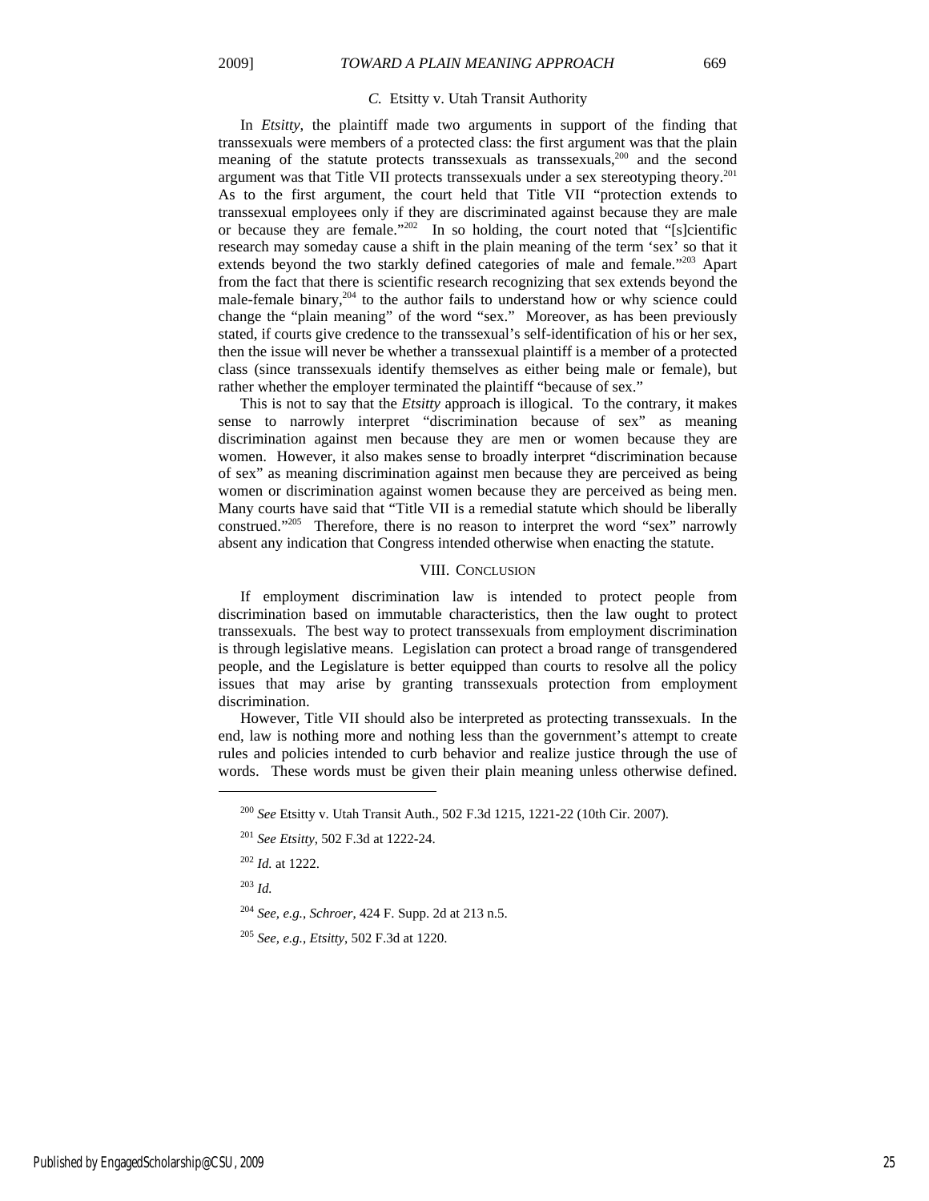### *C.* Etsitty v. Utah Transit Authority

In *Etsitty*, the plaintiff made two arguments in support of the finding that transsexuals were members of a protected class: the first argument was that the plain meaning of the statute protects transsexuals as transsexuals,[200] and the second argument was that Title VII protects transsexuals under a sex stereotyping theory.[201] As to the first argument, the court held that Title VII "protection extends to transsexual employees only if they are discriminated against because they are male or because they are female."[202] In so holding, the court noted that "[s]cientific research may someday cause a shift in the plain meaning of the term 'sex' so that it extends beyond the two starkly defined categories of male and female."[203] Apart from the fact that there is scientific research recognizing that sex extends beyond the male-female binary,[204] to the author fails to understand how or why science could change the "plain meaning" of the word "sex." Moreover, as has been previously stated, if courts give credence to the transsexual's self-identification of his or her sex, then the issue will never be whether a transsexual plaintiff is a member of a protected class (since transsexuals identify themselves as either being male or female), but rather whether the employer terminated the plaintiff "because of sex."

This is not to say that the *Etsitty* approach is illogical. To the contrary, it makes sense to narrowly interpret "discrimination because of sex" as meaning discrimination against men because they are men or women because they are women. However, it also makes sense to broadly interpret "discrimination because of sex" as meaning discrimination against men because they are perceived as being women or discrimination against women because they are perceived as being men. Many courts have said that "Title VII is a remedial statute which should be liberally construed."[205] Therefore, there is no reason to interpret the word "sex" narrowly absent any indication that Congress intended otherwise when enacting the statute.

## VIII. Conclusion

If employment discrimination law is intended to protect people from discrimination based on immutable characteristics, then the law ought to protect transsexuals. The best way to protect transsexuals from employment discrimination is through legislative means. Legislation can protect a broad range of transgendered people, and the Legislature is better equipped than courts to resolve all the policy issues that may arise by granting transsexuals protection from employment discrimination.

However, Title VII should also be interpreted as protecting transsexuals. In the end, law is nothing more and nothing less than the government's attempt to create rules and policies intended to curb behavior and realize justice through the use of words. These words must be given their plain meaning unless otherwise defined.

---

[200] *See* Etsitty v. Utah Transit Auth., 502 F.3d 1215, 1221-22 (10th Cir. 2007).

[201] *See Etsitty*, 502 F.3d at 1222-24.

[202] *Id.* at 1222.

[203] *Id.*

[204] *See, e.g.*, *Schroer*, 424 F. Supp. 2d at 213 n.5.

[205] *See, e.g.*, *Etsitty*, 502 F.3d at 1220.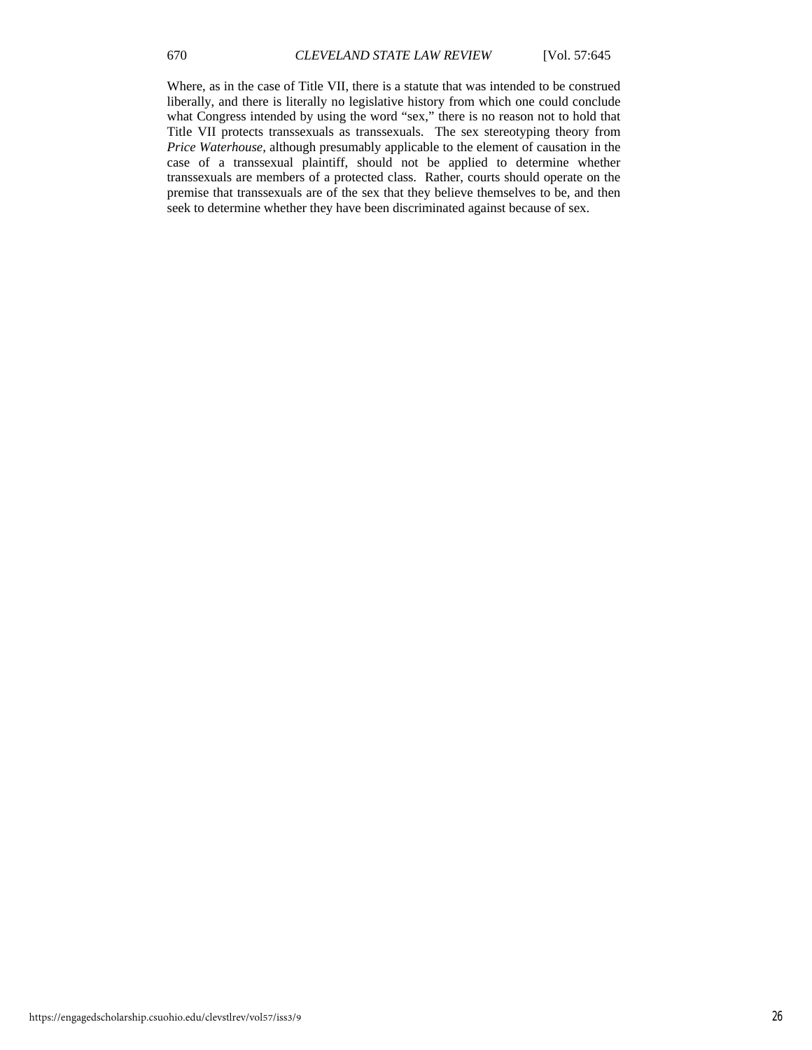Where, as in the case of Title VII, there is a statute that was intended to be construed liberally, and there is literally no legislative history from which one could conclude what Congress intended by using the word "sex," there is no reason not to hold that Title VII protects transsexuals as transsexuals. The sex stereotyping theory from *Price Waterhouse*, although presumably applicable to the element of causation in the case of a transsexual plaintiff, should not be applied to determine whether transsexuals are members of a protected class. Rather, courts should operate on the premise that transsexuals are of the sex that they believe themselves to be, and then seek to determine whether they have been discriminated against because of sex.